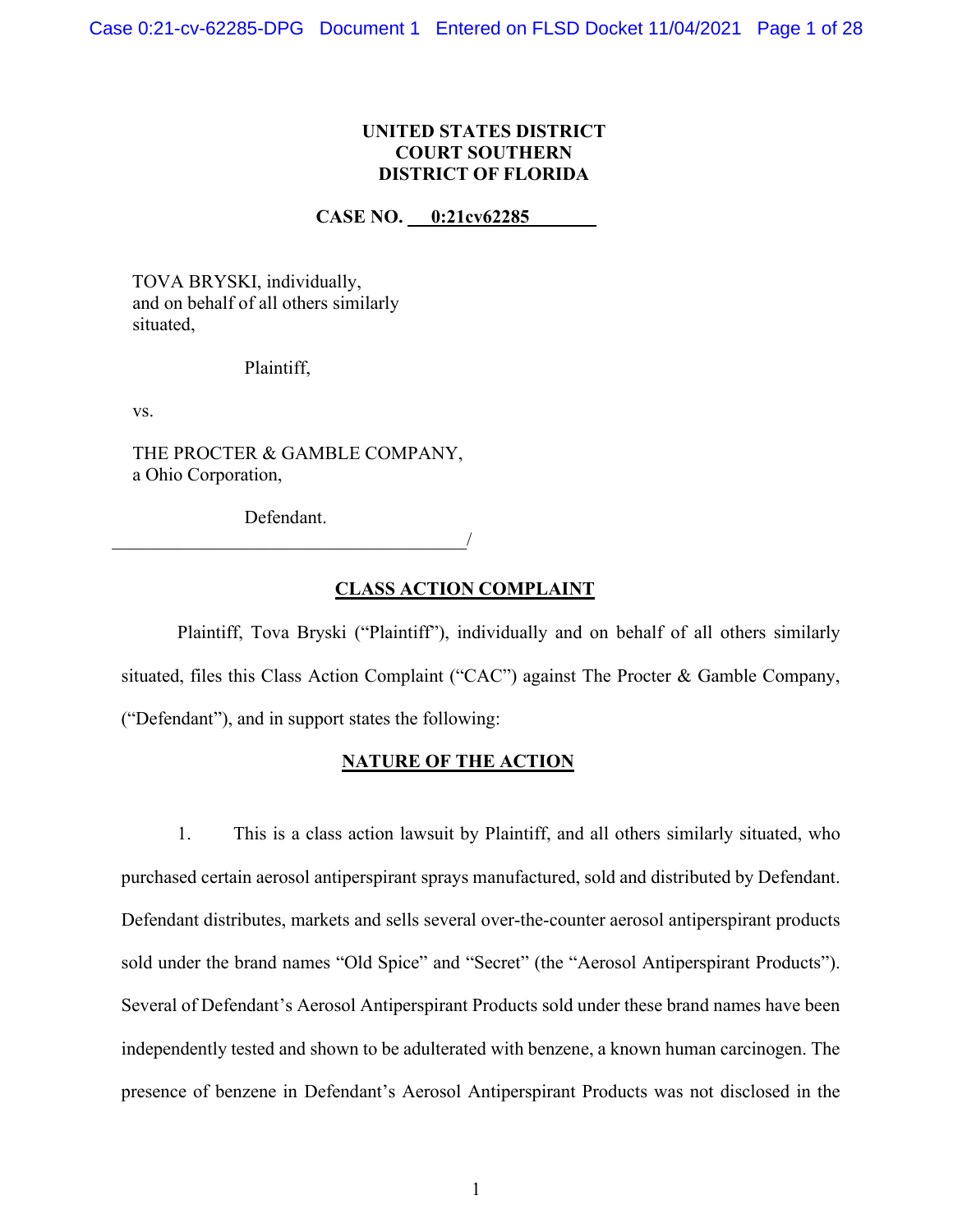**UNITED STATES DISTRICT COURT SOUTHERN DISTRICT OF FLORIDA**

**CASE NO. 0:21cv62285**

TOVA BRYSKI, individually, and on behalf of all others similarly situated,

Plaintiff,

vs.

THE PROCTER & GAMBLE COMPANY, a Ohio Corporation,

Defendant.

_______________________________________/

## CLASS ACTION COMPLAINT

Plaintiff, Tova Bryski ("Plaintiff"), individually and on behalf of all others similarly situated, files this Class Action Complaint ("CAC") against The Procter & Gamble Company, ("Defendant"), and in support states the following:

## NATURE OF THE ACTION

1. This is a class action lawsuit by Plaintiff, and all others similarly situated, who purchased certain aerosol antiperspirant sprays manufactured, sold and distributed by Defendant. Defendant distributes, markets and sells several over-the-counter aerosol antiperspirant products sold under the brand names "Old Spice" and "Secret" (the "Aerosol Antiperspirant Products"). Several of Defendant's Aerosol Antiperspirant Products sold under these brand names have been independently tested and shown to be adulterated with benzene, a known human carcinogen. The presence of benzene in Defendant's Aerosol Antiperspirant Products was not disclosed in the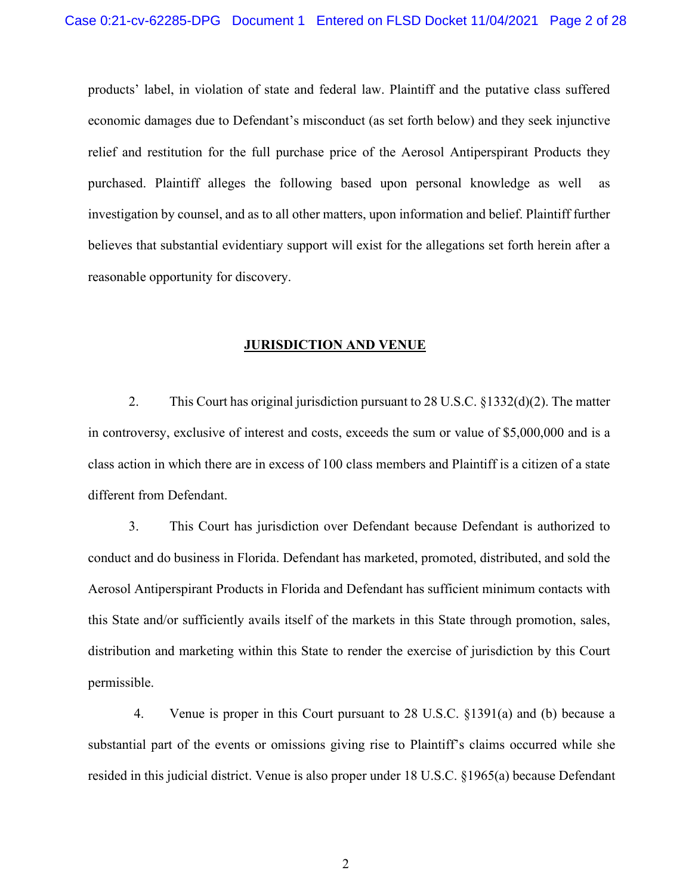products' label, in violation of state and federal law. Plaintiff and the putative class suffered economic damages due to Defendant's misconduct (as set forth below) and they seek injunctive relief and restitution for the full purchase price of the Aerosol Antiperspirant Products they purchased. Plaintiff alleges the following based upon personal knowledge as well as investigation by counsel, and as to all other matters, upon information and belief. Plaintiff further believes that substantial evidentiary support will exist for the allegations set forth herein after a reasonable opportunity for discovery.

## JURISDICTION AND VENUE

2. This Court has original jurisdiction pursuant to 28 U.S.C. §1332(d)(2). The matter in controversy, exclusive of interest and costs, exceeds the sum or value of $5,000,000 and is a class action in which there are in excess of 100 class members and Plaintiff is a citizen of a state different from Defendant.

3. This Court has jurisdiction over Defendant because Defendant is authorized to conduct and do business in Florida. Defendant has marketed, promoted, distributed, and sold the Aerosol Antiperspirant Products in Florida and Defendant has sufficient minimum contacts with this State and/or sufficiently avails itself of the markets in this State through promotion, sales, distribution and marketing within this State to render the exercise of jurisdiction by this Court permissible.

4. Venue is proper in this Court pursuant to 28 U.S.C. §1391(a) and (b) because a substantial part of the events or omissions giving rise to Plaintiff's claims occurred while she resided in this judicial district. Venue is also proper under 18 U.S.C. §1965(a) because Defendant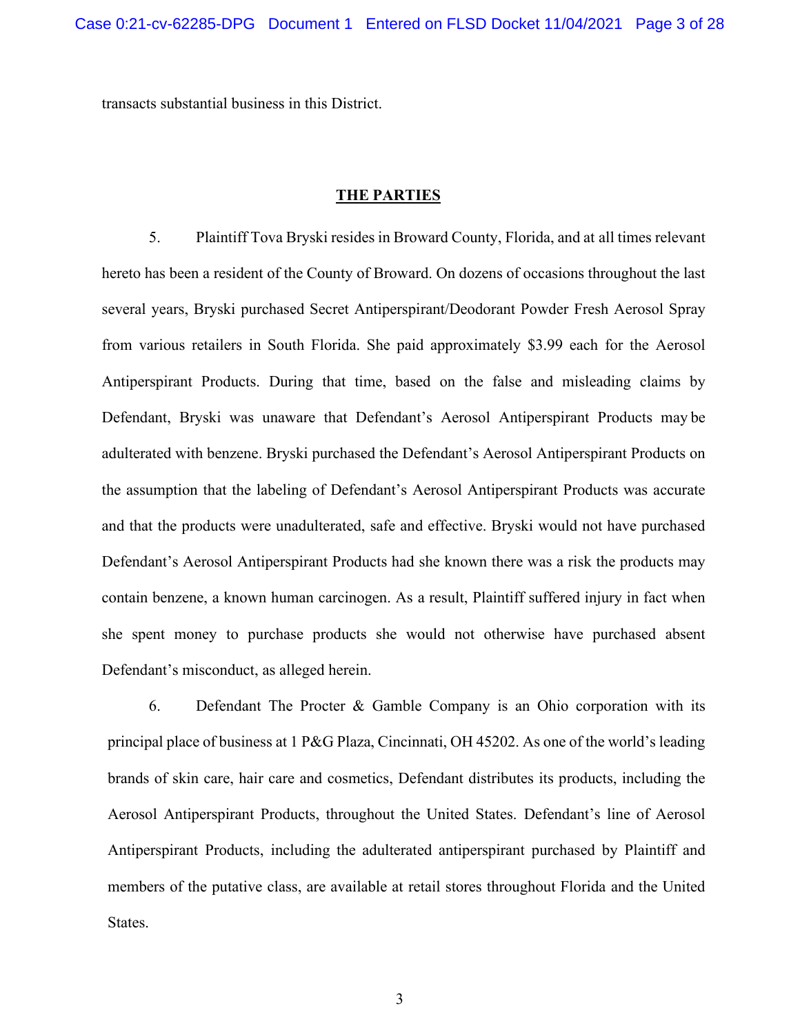transacts substantial business in this District.

## THE PARTIES

5. Plaintiff Tova Bryski resides in Broward County, Florida, and at all times relevant hereto has been a resident of the County of Broward. On dozens of occasions throughout the last several years, Bryski purchased Secret Antiperspirant/Deodorant Powder Fresh Aerosol Spray from various retailers in South Florida. She paid approximately $3.99 each for the Aerosol Antiperspirant Products. During that time, based on the false and misleading claims by Defendant, Bryski was unaware that Defendant's Aerosol Antiperspirant Products may be adulterated with benzene. Bryski purchased the Defendant's Aerosol Antiperspirant Products on the assumption that the labeling of Defendant's Aerosol Antiperspirant Products was accurate and that the products were unadulterated, safe and effective. Bryski would not have purchased Defendant's Aerosol Antiperspirant Products had she known there was a risk the products may contain benzene, a known human carcinogen. As a result, Plaintiff suffered injury in fact when she spent money to purchase products she would not otherwise have purchased absent Defendant's misconduct, as alleged herein.

6. Defendant The Procter & Gamble Company is an Ohio corporation with its principal place of business at 1 P&G Plaza, Cincinnati, OH 45202. As one of the world's leading brands of skin care, hair care and cosmetics, Defendant distributes its products, including the Aerosol Antiperspirant Products, throughout the United States. Defendant's line of Aerosol Antiperspirant Products, including the adulterated antiperspirant purchased by Plaintiff and members of the putative class, are available at retail stores throughout Florida and the United States.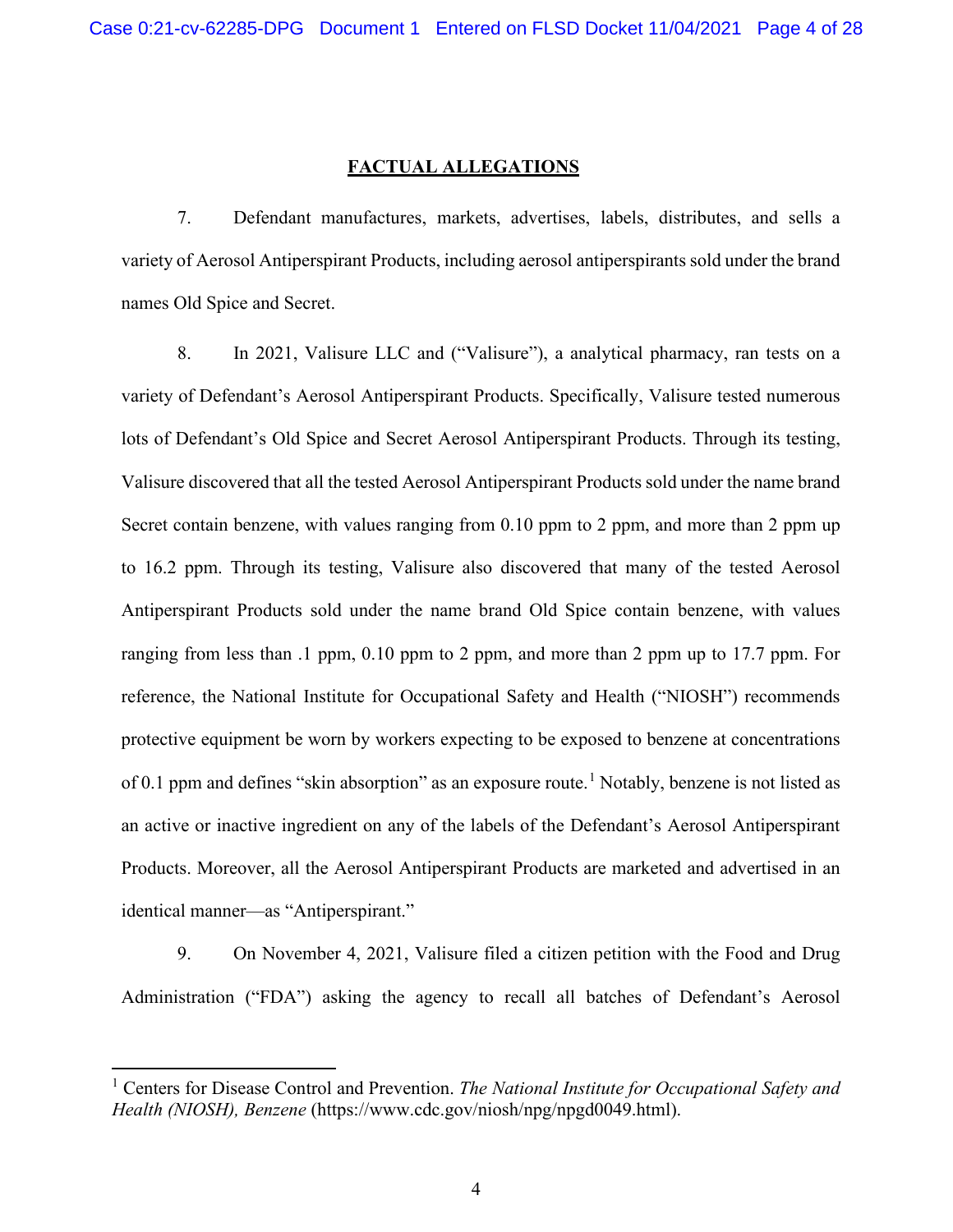## FACTUAL ALLEGATIONS

7. Defendant manufactures, markets, advertises, labels, distributes, and sells a variety of Aerosol Antiperspirant Products, including aerosol antiperspirants sold under the brand names Old Spice and Secret.

8. In 2021, Valisure LLC and ("Valisure"), a analytical pharmacy, ran tests on a variety of Defendant's Aerosol Antiperspirant Products. Specifically, Valisure tested numerous lots of Defendant's Old Spice and Secret Aerosol Antiperspirant Products. Through its testing, Valisure discovered that all the tested Aerosol Antiperspirant Products sold under the name brand Secret contain benzene, with values ranging from 0.10 ppm to 2 ppm, and more than 2 ppm up to 16.2 ppm. Through its testing, Valisure also discovered that many of the tested Aerosol Antiperspirant Products sold under the name brand Old Spice contain benzene, with values ranging from less than .1 ppm, 0.10 ppm to 2 ppm, and more than 2 ppm up to 17.7 ppm. For reference, the National Institute for Occupational Safety and Health ("NIOSH") recommends protective equipment be worn by workers expecting to be exposed to benzene at concentrations of 0.1 ppm and defines "skin absorption" as an exposure route.[1] Notably, benzene is not listed as an active or inactive ingredient on any of the labels of the Defendant's Aerosol Antiperspirant Products. Moreover, all the Aerosol Antiperspirant Products are marketed and advertised in an identical manner—as "Antiperspirant."

9. On November 4, 2021, Valisure filed a citizen petition with the Food and Drug Administration ("FDA") asking the agency to recall all batches of Defendant's Aerosol

---

[1] Centers for Disease Control and Prevention. *The National Institute for Occupational Safety and Health (NIOSH), Benzene* (https://www.cdc.gov/niosh/npg/npgd0049.html).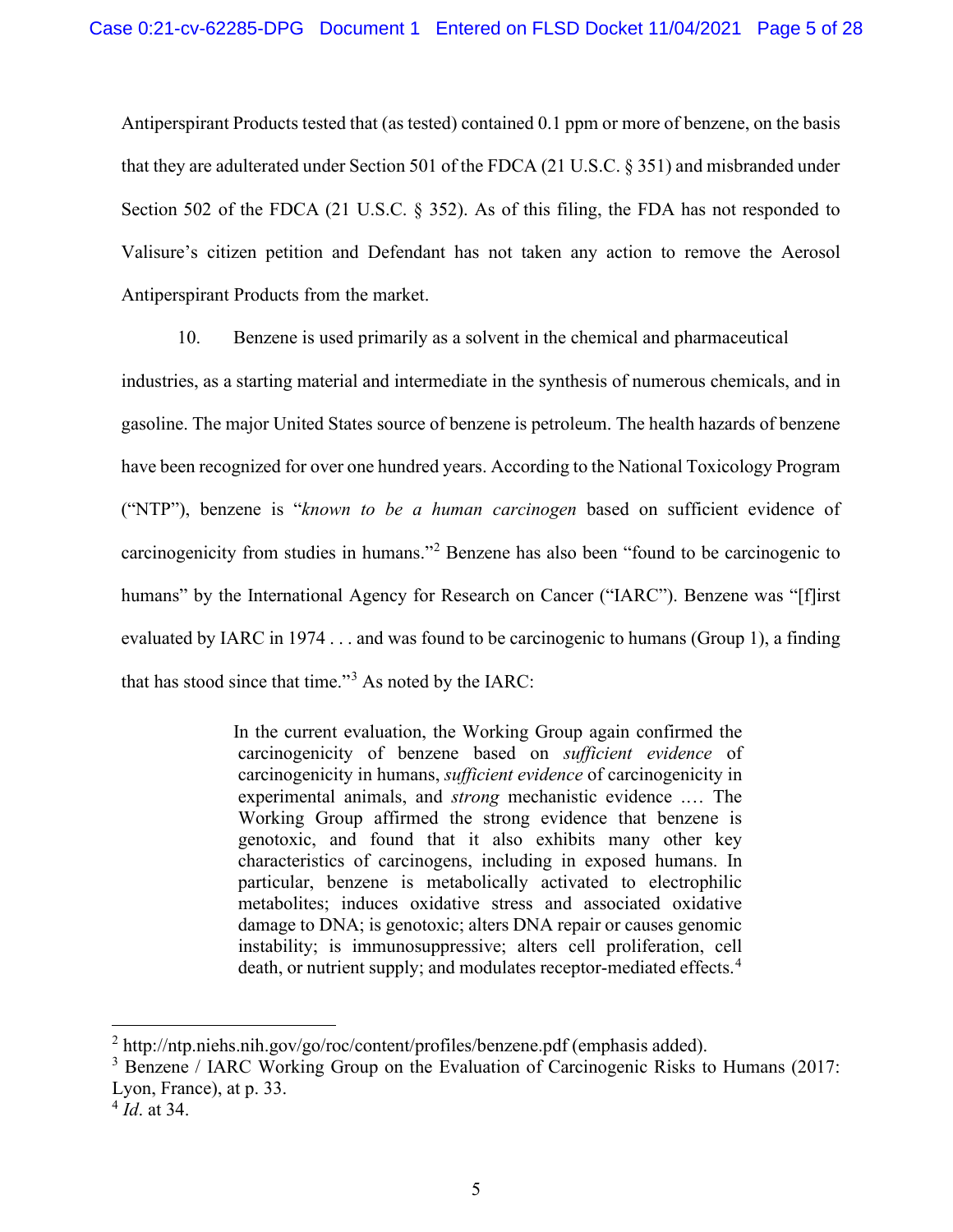Antiperspirant Products tested that (as tested) contained 0.1 ppm or more of benzene, on the basis that they are adulterated under Section 501 of the FDCA (21 U.S.C. § 351) and misbranded under Section 502 of the FDCA (21 U.S.C. § 352). As of this filing, the FDA has not responded to Valisure's citizen petition and Defendant has not taken any action to remove the Aerosol Antiperspirant Products from the market.

10. Benzene is used primarily as a solvent in the chemical and pharmaceutical industries, as a starting material and intermediate in the synthesis of numerous chemicals, and in gasoline. The major United States source of benzene is petroleum. The health hazards of benzene have been recognized for over one hundred years. According to the National Toxicology Program ("NTP"), benzene is "*known to be a human carcinogen* based on sufficient evidence of carcinogenicity from studies in humans."[2] Benzene has also been "found to be carcinogenic to humans" by the International Agency for Research on Cancer ("IARC"). Benzene was "[f]irst evaluated by IARC in 1974 . . . and was found to be carcinogenic to humans (Group 1), a finding that has stood since that time."[3] As noted by the IARC:

> In the current evaluation, the Working Group again confirmed the carcinogenicity of benzene based on *sufficient evidence* of carcinogenicity in humans, *sufficient evidence* of carcinogenicity in experimental animals, and *strong* mechanistic evidence .… The Working Group affirmed the strong evidence that benzene is genotoxic, and found that it also exhibits many other key characteristics of carcinogens, including in exposed humans. In particular, benzene is metabolically activated to electrophilic metabolites; induces oxidative stress and associated oxidative damage to DNA; is genotoxic; alters DNA repair or causes genomic instability; is immunosuppressive; alters cell proliferation, cell death, or nutrient supply; and modulates receptor-mediated effects.[4]

---

[2] http://ntp.niehs.nih.gov/go/roc/content/profiles/benzene.pdf (emphasis added).

[3] Benzene / IARC Working Group on the Evaluation of Carcinogenic Risks to Humans (2017: Lyon, France), at p. 33.

[4] *Id*. at 34.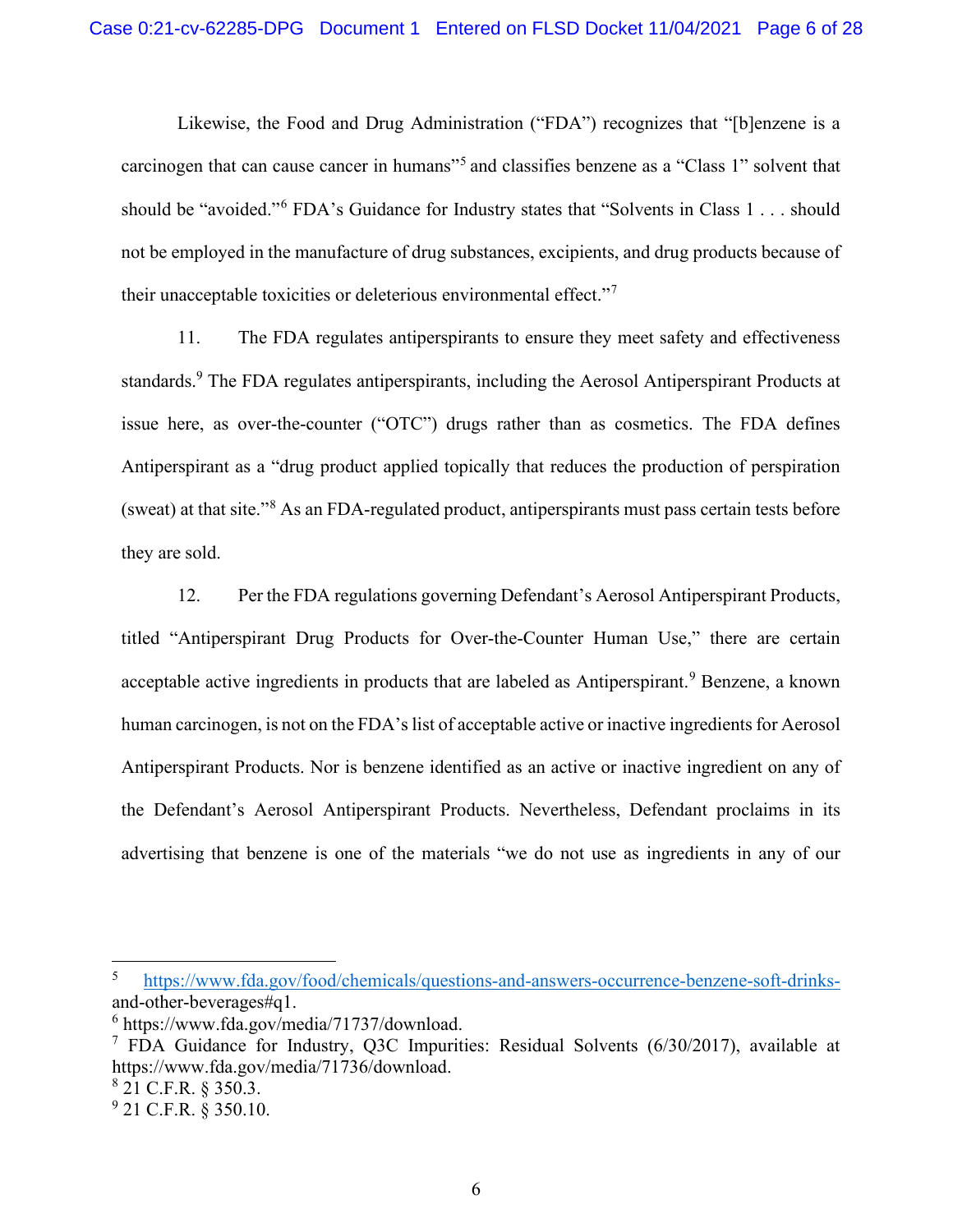Likewise, the Food and Drug Administration ("FDA") recognizes that "[b]enzene is a carcinogen that can cause cancer in humans"[5] and classifies benzene as a "Class 1" solvent that should be "avoided."[6] FDA's Guidance for Industry states that "Solvents in Class 1 . . . should not be employed in the manufacture of drug substances, excipients, and drug products because of their unacceptable toxicities or deleterious environmental effect."[7]

11. The FDA regulates antiperspirants to ensure they meet safety and effectiveness standards.[9] The FDA regulates antiperspirants, including the Aerosol Antiperspirant Products at issue here, as over-the-counter ("OTC") drugs rather than as cosmetics. The FDA defines Antiperspirant as a "drug product applied topically that reduces the production of perspiration (sweat) at that site."[8] As an FDA-regulated product, antiperspirants must pass certain tests before they are sold.

12. Per the FDA regulations governing Defendant's Aerosol Antiperspirant Products, titled "Antiperspirant Drug Products for Over-the-Counter Human Use," there are certain acceptable active ingredients in products that are labeled as Antiperspirant.[9] Benzene, a known human carcinogen, is not on the FDA's list of acceptable active or inactive ingredients for Aerosol Antiperspirant Products. Nor is benzene identified as an active or inactive ingredient on any of the Defendant's Aerosol Antiperspirant Products. Nevertheless, Defendant proclaims in its advertising that benzene is one of the materials "we do not use as ingredients in any of our

---

[5] https://www.fda.gov/food/chemicals/questions-and-answers-occurrence-benzene-soft-drinks-and-other-beverages#q1.

[6] https://www.fda.gov/media/71737/download.

[7] FDA Guidance for Industry, Q3C Impurities: Residual Solvents (6/30/2017), available at https://www.fda.gov/media/71736/download.

[8] 21 C.F.R. § 350.3.

[9] 21 C.F.R. § 350.10.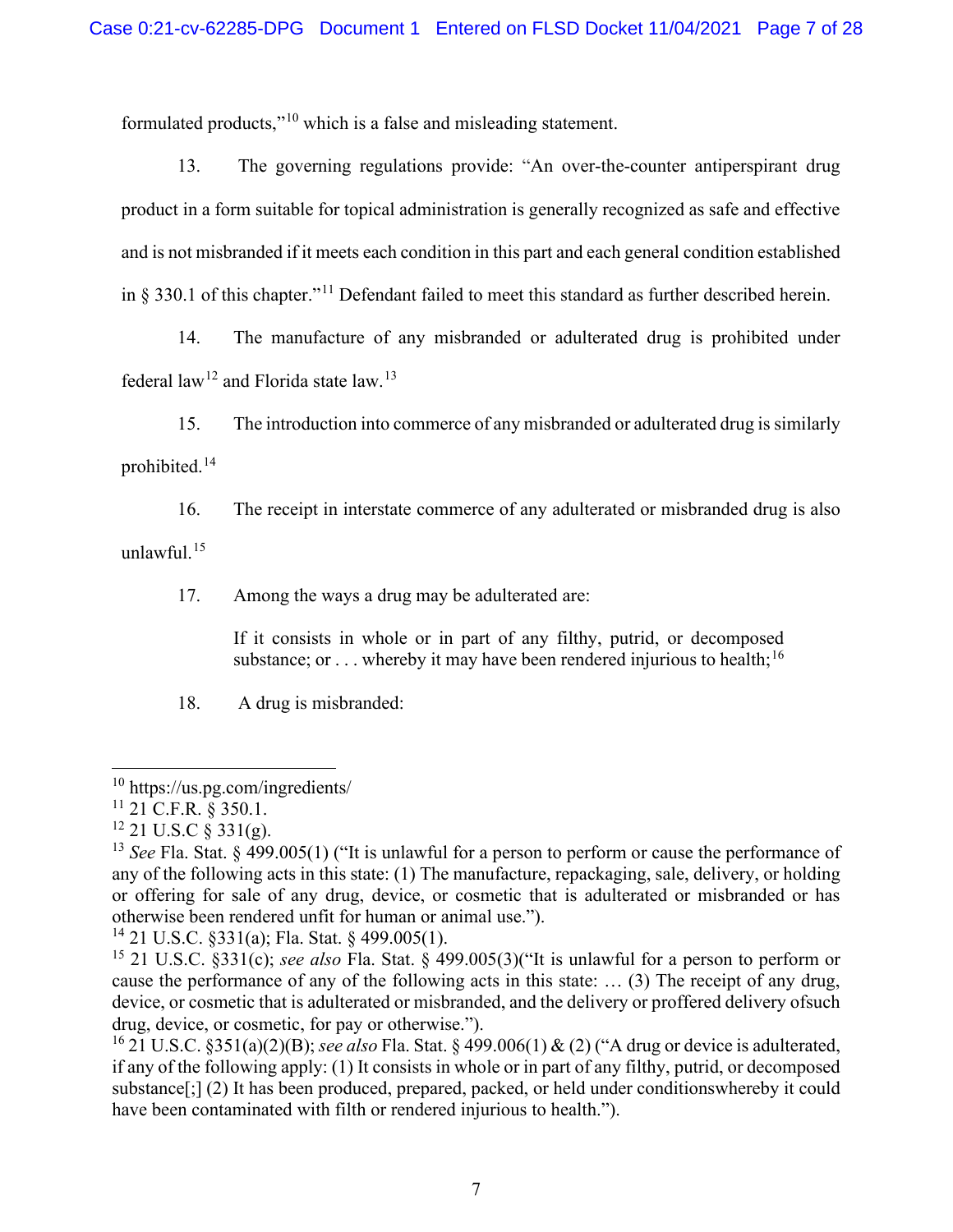formulated products,"[10] which is a false and misleading statement.

13. The governing regulations provide: "An over-the-counter antiperspirant drug product in a form suitable for topical administration is generally recognized as safe and effective and is not misbranded if it meets each condition in this part and each general condition established in § 330.1 of this chapter."[11] Defendant failed to meet this standard as further described herein.

14. The manufacture of any misbranded or adulterated drug is prohibited under federal law[12] and Florida state law.[13]

15. The introduction into commerce of any misbranded or adulterated drug is similarly prohibited.[14]

16. The receipt in interstate commerce of any adulterated or misbranded drug is also unlawful.[15]

17. Among the ways a drug may be adulterated are:

> If it consists in whole or in part of any filthy, putrid, or decomposed substance; or . . . whereby it may have been rendered injurious to health;[16]

18. A drug is misbranded:

---

[10] https://us.pg.com/ingredients/

[11] 21 C.F.R. § 350.1.

[12] 21 U.S.C § 331(g).

[13] *See* Fla. Stat. § 499.005(1) ("It is unlawful for a person to perform or cause the performance of any of the following acts in this state: (1) The manufacture, repackaging, sale, delivery, or holding or offering for sale of any drug, device, or cosmetic that is adulterated or misbranded or has otherwise been rendered unfit for human or animal use.").

[14] 21 U.S.C. §331(a); Fla. Stat. § 499.005(1).

[15] 21 U.S.C. §331(c); *see also* Fla. Stat. § 499.005(3)("It is unlawful for a person to perform or cause the performance of any of the following acts in this state: … (3) The receipt of any drug, device, or cosmetic that is adulterated or misbranded, and the delivery or proffered delivery ofsuch drug, device, or cosmetic, for pay or otherwise.").

[16] 21 U.S.C. §351(a)(2)(B); *see also* Fla. Stat. § 499.006(1) & (2) ("A drug or device is adulterated, if any of the following apply: (1) It consists in whole or in part of any filthy, putrid, or decomposed substance[;] (2) It has been produced, prepared, packed, or held under conditionswhereby it could have been contaminated with filth or rendered injurious to health.").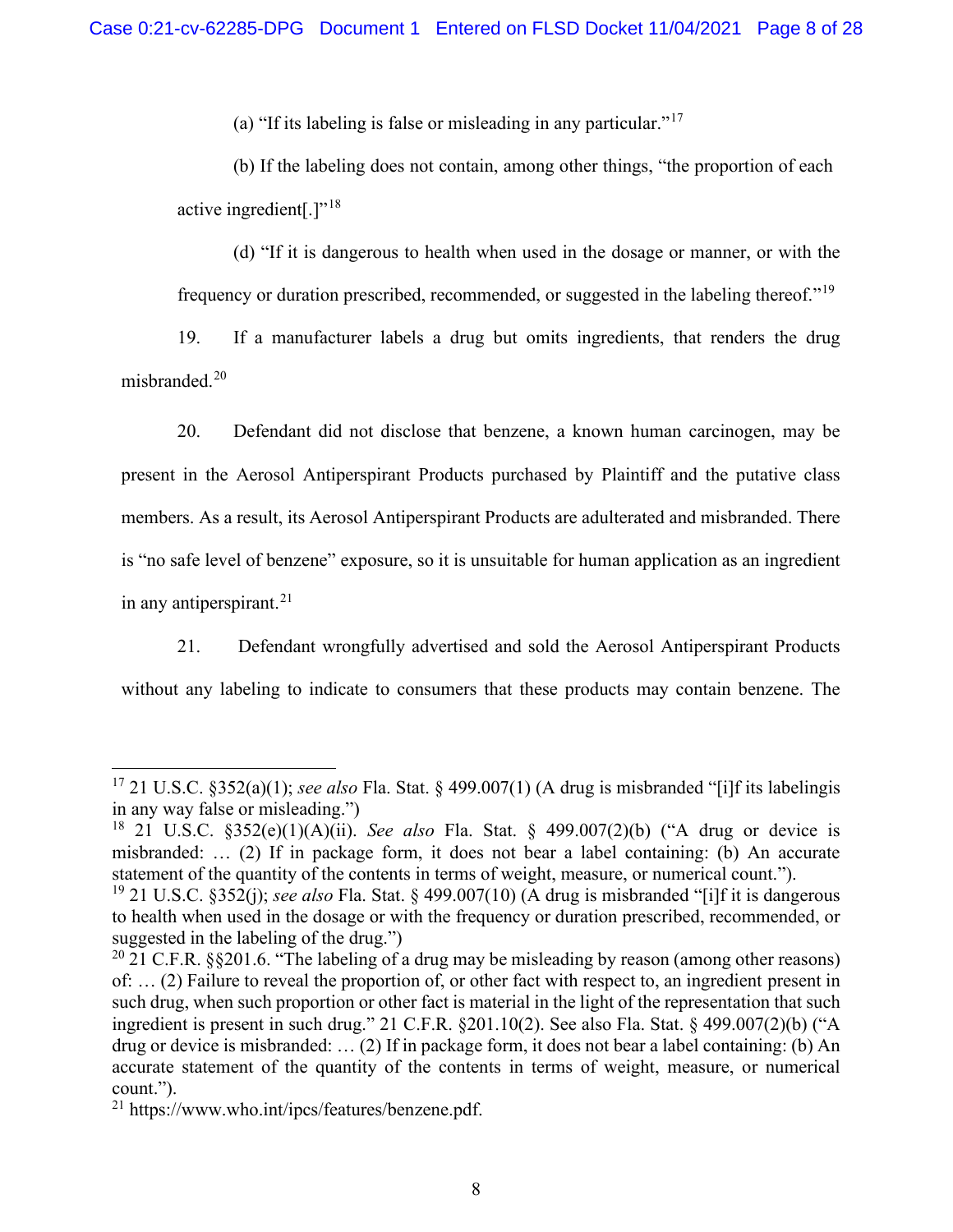(a) "If its labeling is false or misleading in any particular."[17]

(b) If the labeling does not contain, among other things, "the proportion of each active ingredient[.]"[18]

(d) "If it is dangerous to health when used in the dosage or manner, or with the frequency or duration prescribed, recommended, or suggested in the labeling thereof."[19]

19. If a manufacturer labels a drug but omits ingredients, that renders the drug misbranded.[20]

20. Defendant did not disclose that benzene, a known human carcinogen, may be present in the Aerosol Antiperspirant Products purchased by Plaintiff and the putative class members. As a result, its Aerosol Antiperspirant Products are adulterated and misbranded. There is "no safe level of benzene" exposure, so it is unsuitable for human application as an ingredient in any antiperspirant.[21]

21. Defendant wrongfully advertised and sold the Aerosol Antiperspirant Products without any labeling to indicate to consumers that these products may contain benzene. The

---

[17] 21 U.S.C. §352(a)(1); *see also* Fla. Stat. § 499.007(1) (A drug is misbranded "[i]f its labelingis in any way false or misleading.")

[18] 21 U.S.C. §352(e)(1)(A)(ii). *See also* Fla. Stat. § 499.007(2)(b) ("A drug or device is misbranded: … (2) If in package form, it does not bear a label containing: (b) An accurate statement of the quantity of the contents in terms of weight, measure, or numerical count.").

[19] 21 U.S.C. §352(j); *see also* Fla. Stat. § 499.007(10) (A drug is misbranded "[i]f it is dangerous to health when used in the dosage or with the frequency or duration prescribed, recommended, or suggested in the labeling of the drug.")

[20] 21 C.F.R. §§201.6. "The labeling of a drug may be misleading by reason (among other reasons) of: … (2) Failure to reveal the proportion of, or other fact with respect to, an ingredient present in such drug, when such proportion or other fact is material in the light of the representation that such ingredient is present in such drug." 21 C.F.R. §201.10(2). See also Fla. Stat. § 499.007(2)(b) ("A drug or device is misbranded: … (2) If in package form, it does not bear a label containing: (b) An accurate statement of the quantity of the contents in terms of weight, measure, or numerical count.").

[21] https://www.who.int/ipcs/features/benzene.pdf.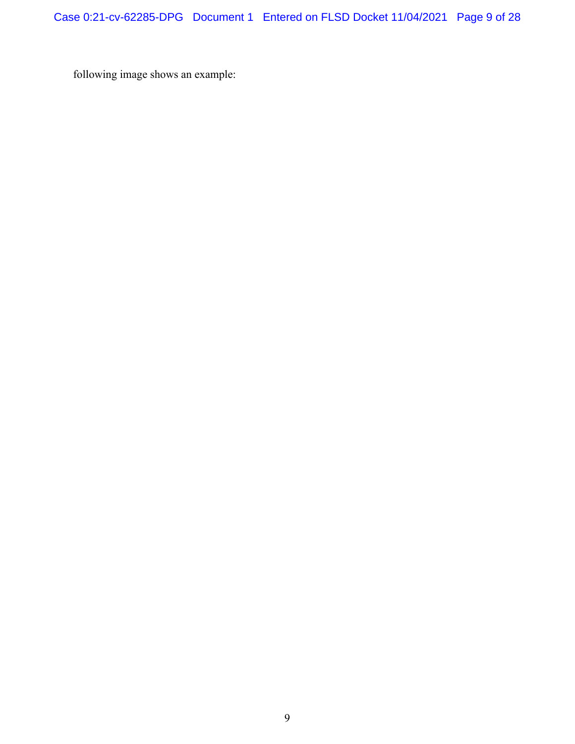following image shows an example: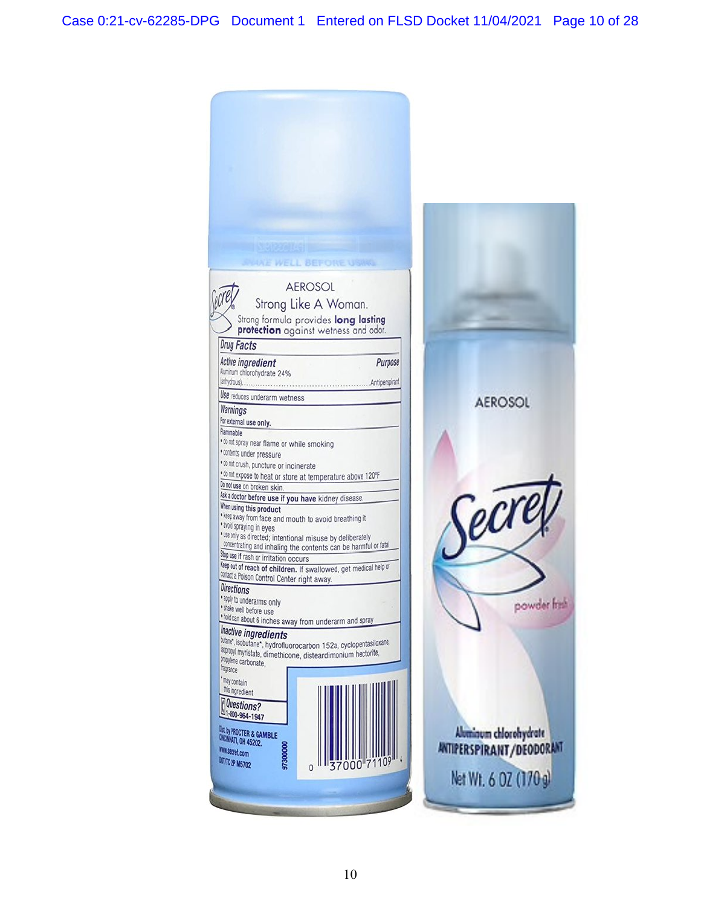SHAKE WELL BEFORE USING

AEROSOL

Secret®

Strong Like A Woman.

Strong formula provides **long lasting protection** against wetness and odor.

**Drug Facts**

| **Active ingredient** | **Purpose** |
|---|---|
| Aluminum chlorohydrate 24% (anhydrous) | Antiperspirant |

**Use** reduces underarm wetness

**Warnings**

**For external use only.**

**Flammable**

- do not spray near flame or while smoking
- contents under pressure
- do not crush, puncture or incinerate
- do not expose to heat or store at temperature above 120°F

**Do not use** on broken skin.

**Ask a doctor before use if you have** kidney disease.

**When using this product**

- keep away from face and mouth to avoid breathing it
- avoid spraying in eyes
- use only as directed; intentional misuse by deliberately concentrating and inhaling the contents can be harmful or fatal

**Stop use** if rash or irritation occurs

**Keep out of reach of children.** If swallowed, get medical help or contact a Poison Control Center right away.

**Directions**

- apply to underarms only
- shake well before use
- hold can about 6 inches away from underarm and spray

**Inactive ingredients**

butane*, isobutane*, hydrofluorocarbon 152a, cyclopentasiloxane, isopropyl myristate, dimethicone, disteardimonium hectorite, propylene carbonate, fragrance

*may contain this ingredient

**Questions?** 1-800-964-1947

Dist. by PROCTER & GAMBLE CINCINNATI, OH 45202.
www.secret.com
DOT/TC 2P M5702

97300000

0 37000 71109 4

AEROSOL

Secret®

powder fresh

Aluminum chlorohydrate
ANTIPERSPIRANT/DEODORANT

Net Wt. 6 OZ (170 g)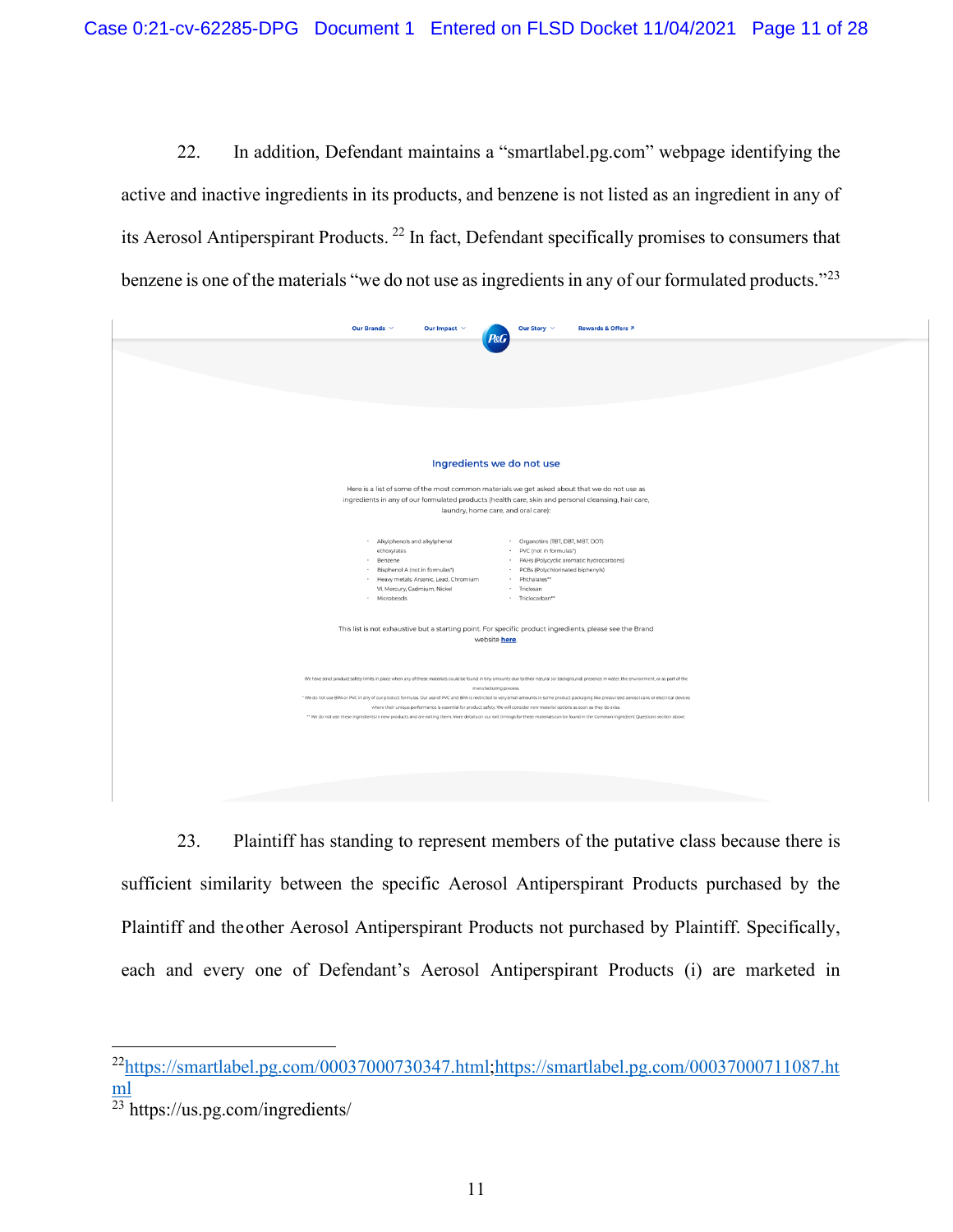22. In addition, Defendant maintains a "smartlabel.pg.com" webpage identifying the active and inactive ingredients in its products, and benzene is not listed as an ingredient in any of its Aerosol Antiperspirant Products. [22] In fact, Defendant specifically promises to consumers that benzene is one of the materials "we do not use as ingredients in any of our formulated products."[23]

Our Brands Our Impact P&G Our Story Rewards & Offers

Ingredients we do not use

Here is a list of some of the most common materials we get asked about that we do not use as ingredients in any of our formulated products (health care, skin and personal cleansing, hair care, laundry, home care, and oral care):

- Alkylphenols and alkylphenol ethoxylates
- Benzene
- Bisphenol A (not in formulas*)
- Heavy metals: Arsenic, Lead, Chromium VI, Mercury, Cadmium, Nickel
- Microbeads
- Organotins (TBT, DBT, MBT, DOT)
- PVC (not in formulas*)
- PAHs (Polycyclic aromatic hydrocarbons)
- PCBs (Polychlorinated biphenyls)
- Phthalates**
- Triclosan
- Triclocarban**

This list is not exhaustive but a starting point. For specific product ingredients, please see the Brand website here.

We have strict product safety limits in place when any of these materials could be found in tiny amounts due to their natural (or background) presence in water, the environment, or as part of the manufacturing process.

* We do not use BPA or PVC in any of our product formulas. Our use of PVC and BPA is restricted to very small amounts in some product packaging like pressurized aerosol cans or electrical devices where their unique performance is essential for product safety. We will consider new material options as soon as they do arise.

** We do not use these ingredients in new products and are exiting them. More details on our exit timings for these materials can be found in the Common Ingredient Questions section above.

23. Plaintiff has standing to represent members of the putative class because there is sufficient similarity between the specific Aerosol Antiperspirant Products purchased by the Plaintiff and the other Aerosol Antiperspirant Products not purchased by Plaintiff. Specifically, each and every one of Defendant's Aerosol Antiperspirant Products (i) are marketed in

---

[22] https://smartlabel.pg.com/00037000730347.html;https://smartlabel.pg.com/00037000711087.html

[23] https://us.pg.com/ingredients/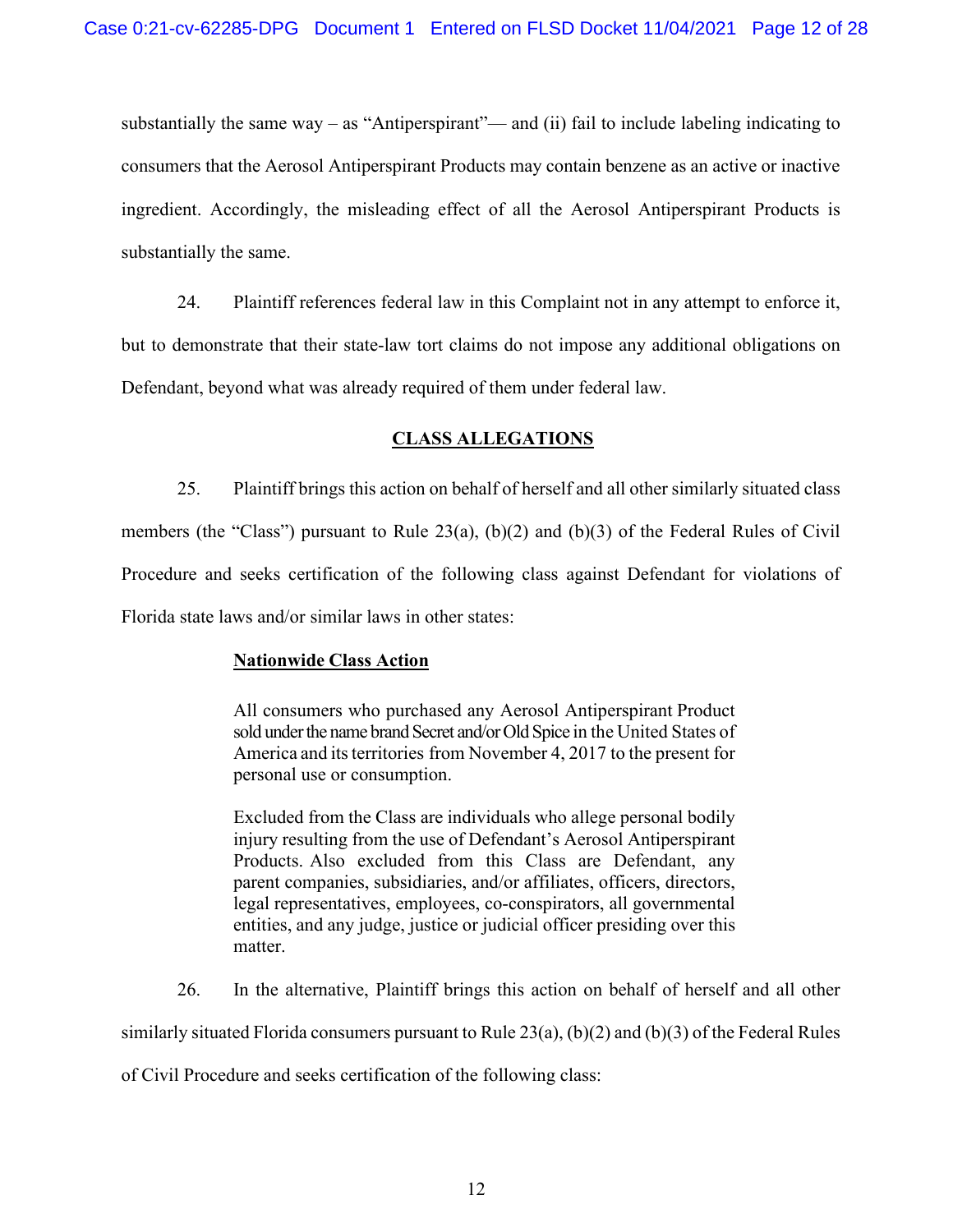substantially the same way – as "Antiperspirant"— and (ii) fail to include labeling indicating to consumers that the Aerosol Antiperspirant Products may contain benzene as an active or inactive ingredient. Accordingly, the misleading effect of all the Aerosol Antiperspirant Products is substantially the same.

24. Plaintiff references federal law in this Complaint not in any attempt to enforce it, but to demonstrate that their state-law tort claims do not impose any additional obligations on Defendant, beyond what was already required of them under federal law.

## CLASS ALLEGATIONS

25. Plaintiff brings this action on behalf of herself and all other similarly situated class members (the "Class") pursuant to Rule 23(a), (b)(2) and (b)(3) of the Federal Rules of Civil Procedure and seeks certification of the following class against Defendant for violations of Florida state laws and/or similar laws in other states:

> **Nationwide Class Action**
>
> All consumers who purchased any Aerosol Antiperspirant Product sold under the name brand Secret and/or Old Spice in the United States of America and its territories from November 4, 2017 to the present for personal use or consumption.
>
> Excluded from the Class are individuals who allege personal bodily injury resulting from the use of Defendant's Aerosol Antiperspirant Products. Also excluded from this Class are Defendant, any parent companies, subsidiaries, and/or affiliates, officers, directors, legal representatives, employees, co-conspirators, all governmental entities, and any judge, justice or judicial officer presiding over this matter.

26. In the alternative, Plaintiff brings this action on behalf of herself and all other similarly situated Florida consumers pursuant to Rule 23(a), (b)(2) and (b)(3) of the Federal Rules of Civil Procedure and seeks certification of the following class: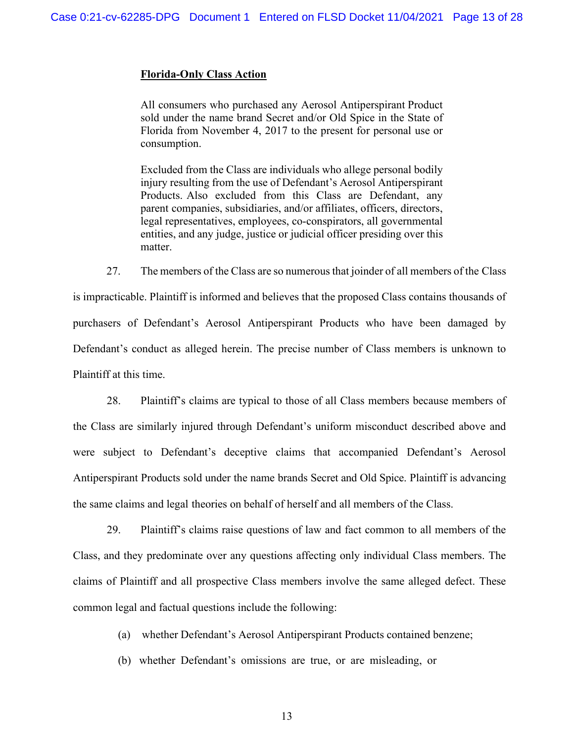**<u>Florida-Only Class Action</u>**

> All consumers who purchased any Aerosol Antiperspirant Product sold under the name brand Secret and/or Old Spice in the State of Florida from November 4, 2017 to the present for personal use or consumption.
>
> Excluded from the Class are individuals who allege personal bodily injury resulting from the use of Defendant's Aerosol Antiperspirant Products. Also excluded from this Class are Defendant, any parent companies, subsidiaries, and/or affiliates, officers, directors, legal representatives, employees, co-conspirators, all governmental entities, and any judge, justice or judicial officer presiding over this matter.

27. The members of the Class are so numerous that joinder of all members of the Class is impracticable. Plaintiff is informed and believes that the proposed Class contains thousands of purchasers of Defendant's Aerosol Antiperspirant Products who have been damaged by Defendant's conduct as alleged herein. The precise number of Class members is unknown to Plaintiff at this time.

28. Plaintiff's claims are typical to those of all Class members because members of the Class are similarly injured through Defendant's uniform misconduct described above and were subject to Defendant's deceptive claims that accompanied Defendant's Aerosol Antiperspirant Products sold under the name brands Secret and Old Spice. Plaintiff is advancing the same claims and legal theories on behalf of herself and all members of the Class.

29. Plaintiff's claims raise questions of law and fact common to all members of the Class, and they predominate over any questions affecting only individual Class members. The claims of Plaintiff and all prospective Class members involve the same alleged defect. These common legal and factual questions include the following:

(a) whether Defendant's Aerosol Antiperspirant Products contained benzene;

(b) whether Defendant's omissions are true, or are misleading, or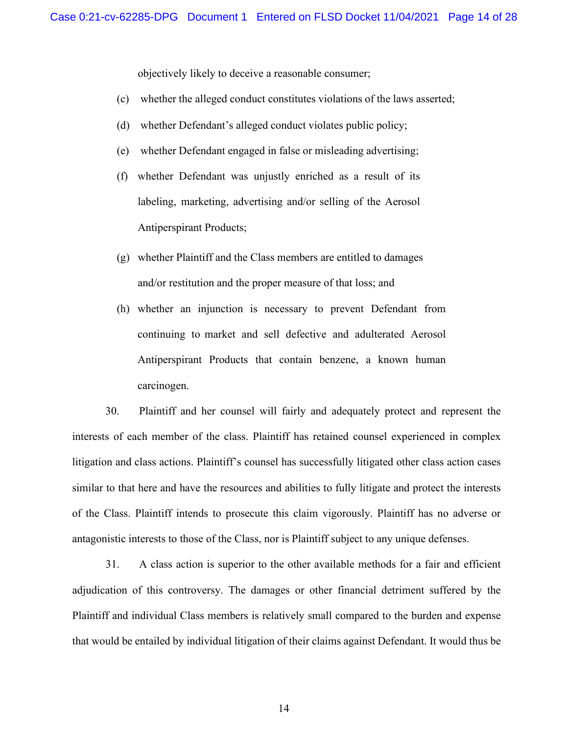objectively likely to deceive a reasonable consumer;

(c) whether the alleged conduct constitutes violations of the laws asserted;

(d) whether Defendant's alleged conduct violates public policy;

(e) whether Defendant engaged in false or misleading advertising;

(f) whether Defendant was unjustly enriched as a result of its labeling, marketing, advertising and/or selling of the Aerosol Antiperspirant Products;

(g) whether Plaintiff and the Class members are entitled to damages and/or restitution and the proper measure of that loss; and

(h) whether an injunction is necessary to prevent Defendant from continuing to market and sell defective and adulterated Aerosol Antiperspirant Products that contain benzene, a known human carcinogen.

30. Plaintiff and her counsel will fairly and adequately protect and represent the interests of each member of the class. Plaintiff has retained counsel experienced in complex litigation and class actions. Plaintiff's counsel has successfully litigated other class action cases similar to that here and have the resources and abilities to fully litigate and protect the interests of the Class. Plaintiff intends to prosecute this claim vigorously. Plaintiff has no adverse or antagonistic interests to those of the Class, nor is Plaintiff subject to any unique defenses.

31. A class action is superior to the other available methods for a fair and efficient adjudication of this controversy. The damages or other financial detriment suffered by the Plaintiff and individual Class members is relatively small compared to the burden and expense that would be entailed by individual litigation of their claims against Defendant. It would thus be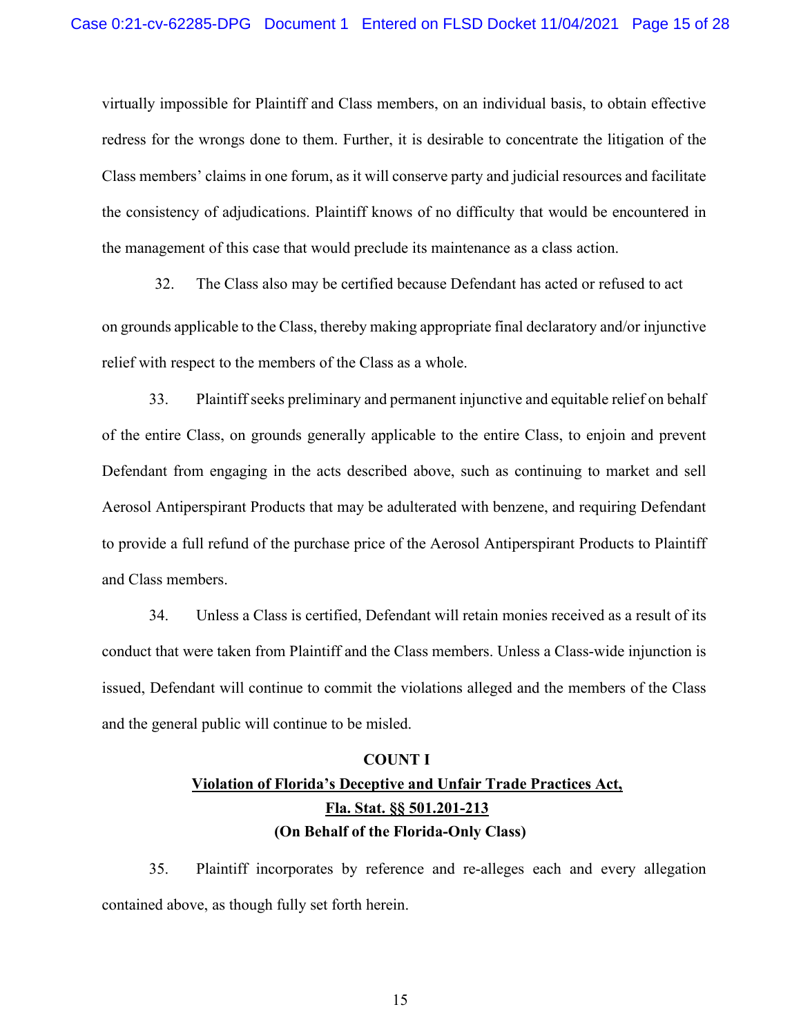virtually impossible for Plaintiff and Class members, on an individual basis, to obtain effective redress for the wrongs done to them. Further, it is desirable to concentrate the litigation of the Class members' claims in one forum, as it will conserve party and judicial resources and facilitate the consistency of adjudications. Plaintiff knows of no difficulty that would be encountered in the management of this case that would preclude its maintenance as a class action.

32. The Class also may be certified because Defendant has acted or refused to act on grounds applicable to the Class, thereby making appropriate final declaratory and/or injunctive relief with respect to the members of the Class as a whole.

33. Plaintiff seeks preliminary and permanent injunctive and equitable relief on behalf of the entire Class, on grounds generally applicable to the entire Class, to enjoin and prevent Defendant from engaging in the acts described above, such as continuing to market and sell Aerosol Antiperspirant Products that may be adulterated with benzene, and requiring Defendant to provide a full refund of the purchase price of the Aerosol Antiperspirant Products to Plaintiff and Class members.

34. Unless a Class is certified, Defendant will retain monies received as a result of its conduct that were taken from Plaintiff and the Class members. Unless a Class-wide injunction is issued, Defendant will continue to commit the violations alleged and the members of the Class and the general public will continue to be misled.

**COUNT I**

**Violation of Florida's Deceptive and Unfair Trade Practices Act, Fla. Stat. §§ 501.201-213**

**(On Behalf of the Florida-Only Class)**

35. Plaintiff incorporates by reference and re-alleges each and every allegation contained above, as though fully set forth herein.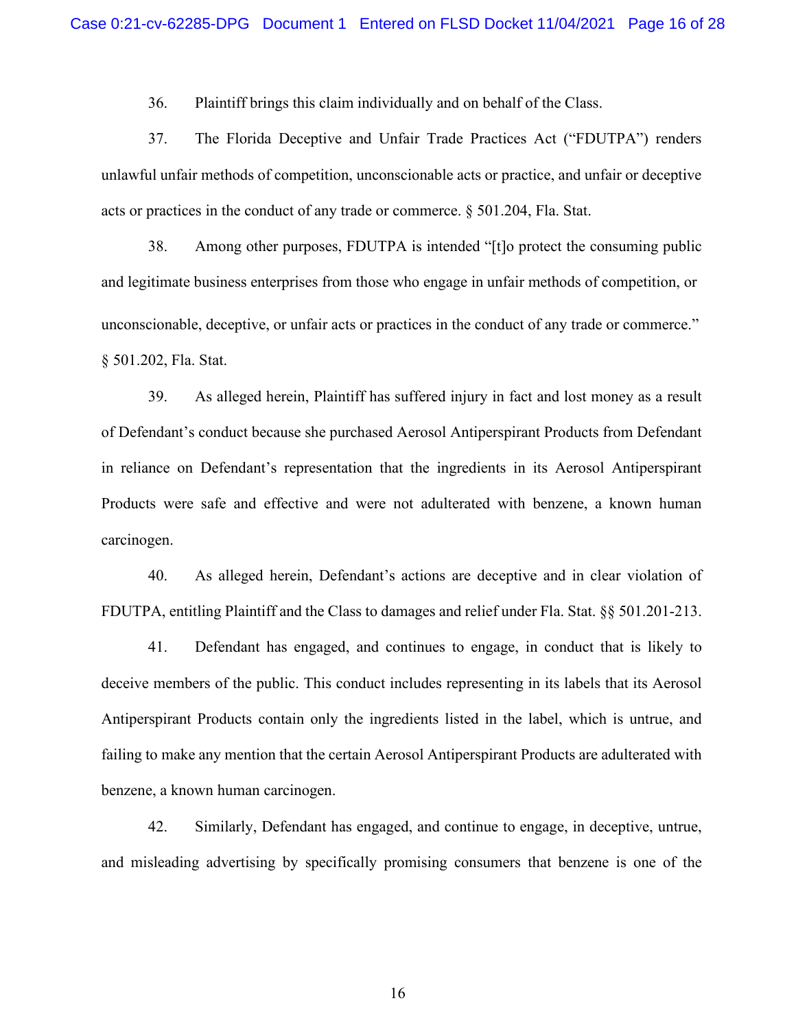36. Plaintiff brings this claim individually and on behalf of the Class.

37. The Florida Deceptive and Unfair Trade Practices Act ("FDUTPA") renders unlawful unfair methods of competition, unconscionable acts or practice, and unfair or deceptive acts or practices in the conduct of any trade or commerce. § 501.204, Fla. Stat.

38. Among other purposes, FDUTPA is intended "[t]o protect the consuming public and legitimate business enterprises from those who engage in unfair methods of competition, or unconscionable, deceptive, or unfair acts or practices in the conduct of any trade or commerce." § 501.202, Fla. Stat.

39. As alleged herein, Plaintiff has suffered injury in fact and lost money as a result of Defendant's conduct because she purchased Aerosol Antiperspirant Products from Defendant in reliance on Defendant's representation that the ingredients in its Aerosol Antiperspirant Products were safe and effective and were not adulterated with benzene, a known human carcinogen.

40. As alleged herein, Defendant's actions are deceptive and in clear violation of FDUTPA, entitling Plaintiff and the Class to damages and relief under Fla. Stat. §§ 501.201-213.

41. Defendant has engaged, and continues to engage, in conduct that is likely to deceive members of the public. This conduct includes representing in its labels that its Aerosol Antiperspirant Products contain only the ingredients listed in the label, which is untrue, and failing to make any mention that the certain Aerosol Antiperspirant Products are adulterated with benzene, a known human carcinogen.

42. Similarly, Defendant has engaged, and continue to engage, in deceptive, untrue, and misleading advertising by specifically promising consumers that benzene is one of the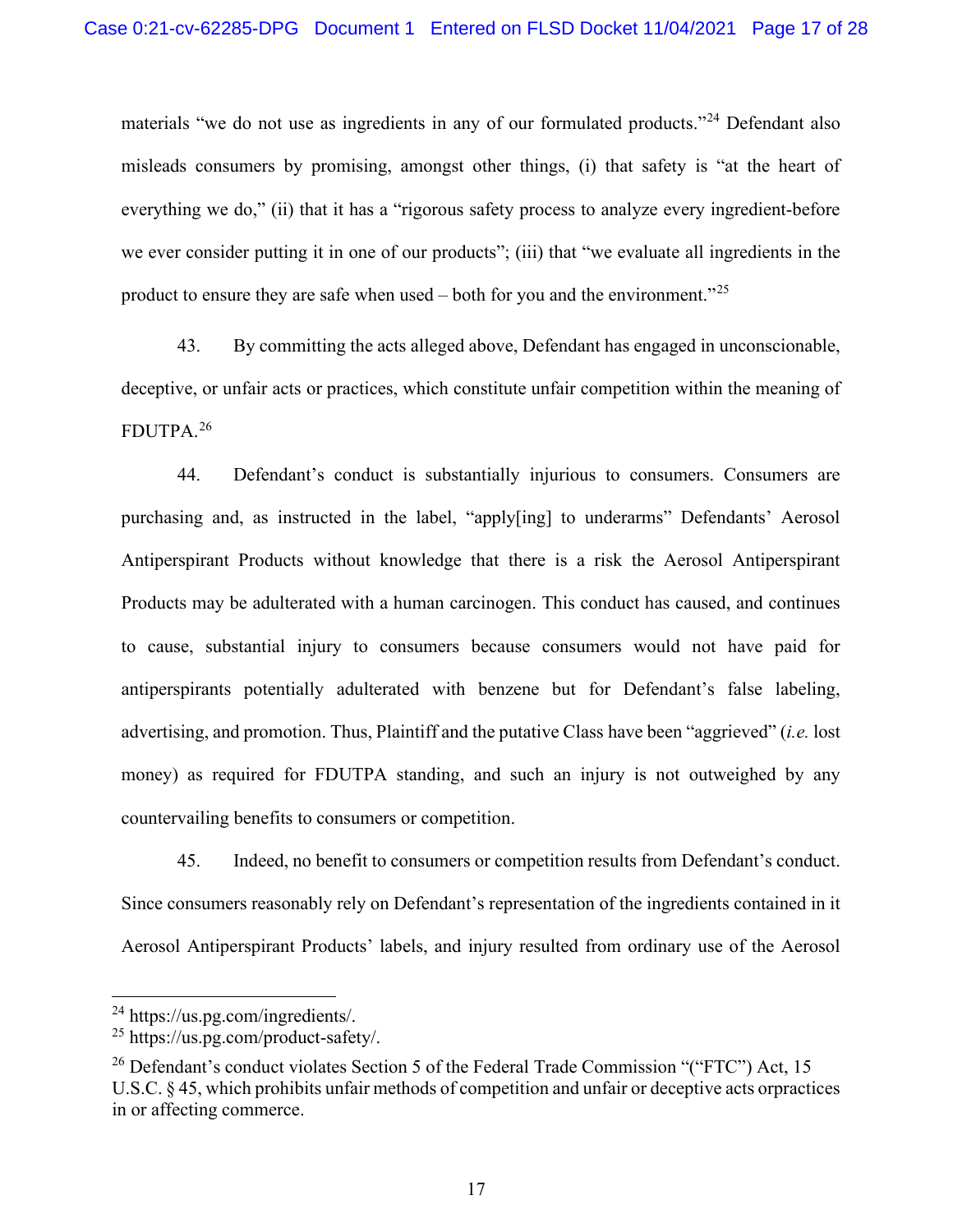materials "we do not use as ingredients in any of our formulated products."[24] Defendant also misleads consumers by promising, amongst other things, (i) that safety is "at the heart of everything we do," (ii) that it has a "rigorous safety process to analyze every ingredient-before we ever consider putting it in one of our products"; (iii) that "we evaluate all ingredients in the product to ensure they are safe when used – both for you and the environment."[25]

43. By committing the acts alleged above, Defendant has engaged in unconscionable, deceptive, or unfair acts or practices, which constitute unfair competition within the meaning of FDUTPA.[26]

44. Defendant's conduct is substantially injurious to consumers. Consumers are purchasing and, as instructed in the label, "apply[ing] to underarms" Defendants' Aerosol Antiperspirant Products without knowledge that there is a risk the Aerosol Antiperspirant Products may be adulterated with a human carcinogen. This conduct has caused, and continues to cause, substantial injury to consumers because consumers would not have paid for antiperspirants potentially adulterated with benzene but for Defendant's false labeling, advertising, and promotion. Thus, Plaintiff and the putative Class have been "aggrieved" (*i.e.* lost money) as required for FDUTPA standing, and such an injury is not outweighed by any countervailing benefits to consumers or competition.

45. Indeed, no benefit to consumers or competition results from Defendant's conduct. Since consumers reasonably rely on Defendant's representation of the ingredients contained in it Aerosol Antiperspirant Products' labels, and injury resulted from ordinary use of the Aerosol

---

[24] https://us.pg.com/ingredients/.

[25] https://us.pg.com/product-safety/.

[26] Defendant's conduct violates Section 5 of the Federal Trade Commission "("FTC") Act, 15 U.S.C. § 45, which prohibits unfair methods of competition and unfair or deceptive acts orpractices in or affecting commerce.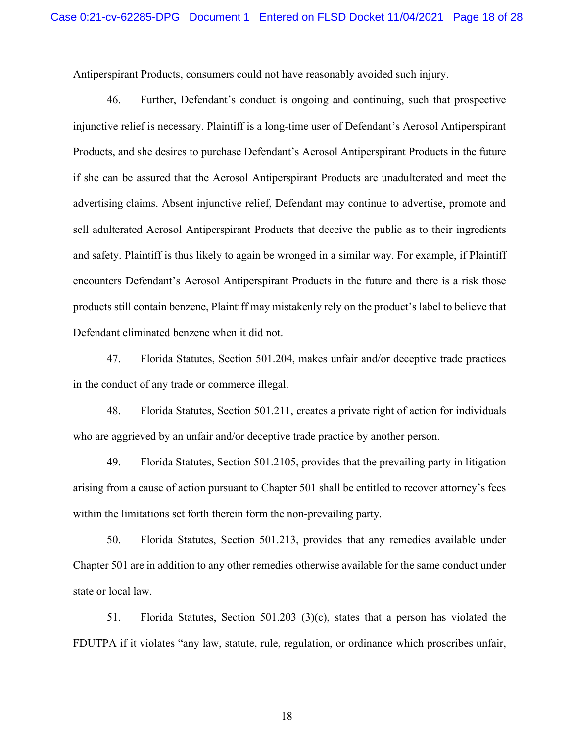Antiperspirant Products, consumers could not have reasonably avoided such injury.

46. Further, Defendant's conduct is ongoing and continuing, such that prospective injunctive relief is necessary. Plaintiff is a long-time user of Defendant's Aerosol Antiperspirant Products, and she desires to purchase Defendant's Aerosol Antiperspirant Products in the future if she can be assured that the Aerosol Antiperspirant Products are unadulterated and meet the advertising claims. Absent injunctive relief, Defendant may continue to advertise, promote and sell adulterated Aerosol Antiperspirant Products that deceive the public as to their ingredients and safety. Plaintiff is thus likely to again be wronged in a similar way. For example, if Plaintiff encounters Defendant's Aerosol Antiperspirant Products in the future and there is a risk those products still contain benzene, Plaintiff may mistakenly rely on the product's label to believe that Defendant eliminated benzene when it did not.

47. Florida Statutes, Section 501.204, makes unfair and/or deceptive trade practices in the conduct of any trade or commerce illegal.

48. Florida Statutes, Section 501.211, creates a private right of action for individuals who are aggrieved by an unfair and/or deceptive trade practice by another person.

49. Florida Statutes, Section 501.2105, provides that the prevailing party in litigation arising from a cause of action pursuant to Chapter 501 shall be entitled to recover attorney's fees within the limitations set forth therein form the non-prevailing party.

50. Florida Statutes, Section 501.213, provides that any remedies available under Chapter 501 are in addition to any other remedies otherwise available for the same conduct under state or local law.

51. Florida Statutes, Section 501.203 (3)(c), states that a person has violated the FDUTPA if it violates "any law, statute, rule, regulation, or ordinance which proscribes unfair,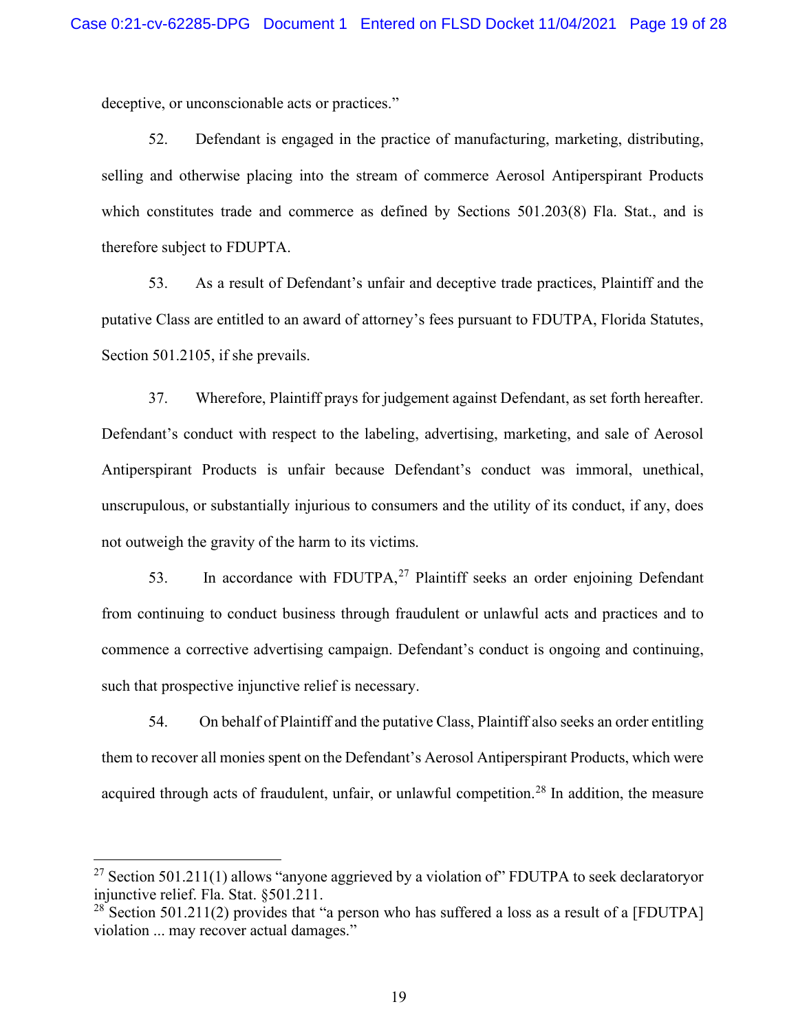deceptive, or unconscionable acts or practices."

52. Defendant is engaged in the practice of manufacturing, marketing, distributing, selling and otherwise placing into the stream of commerce Aerosol Antiperspirant Products which constitutes trade and commerce as defined by Sections 501.203(8) Fla. Stat., and is therefore subject to FDUPTA.

53. As a result of Defendant's unfair and deceptive trade practices, Plaintiff and the putative Class are entitled to an award of attorney's fees pursuant to FDUTPA, Florida Statutes, Section 501.2105, if she prevails.

37. Wherefore, Plaintiff prays for judgement against Defendant, as set forth hereafter. Defendant's conduct with respect to the labeling, advertising, marketing, and sale of Aerosol Antiperspirant Products is unfair because Defendant's conduct was immoral, unethical, unscrupulous, or substantially injurious to consumers and the utility of its conduct, if any, does not outweigh the gravity of the harm to its victims.

53. In accordance with FDUTPA,[27] Plaintiff seeks an order enjoining Defendant from continuing to conduct business through fraudulent or unlawful acts and practices and to commence a corrective advertising campaign. Defendant's conduct is ongoing and continuing, such that prospective injunctive relief is necessary.

54. On behalf of Plaintiff and the putative Class, Plaintiff also seeks an order entitling them to recover all monies spent on the Defendant's Aerosol Antiperspirant Products, which were acquired through acts of fraudulent, unfair, or unlawful competition.[28] In addition, the measure

---

[27] Section 501.211(1) allows "anyone aggrieved by a violation of" FDUTPA to seek declaratoryor injunctive relief. Fla. Stat. §501.211.

[28] Section 501.211(2) provides that "a person who has suffered a loss as a result of a [FDUTPA] violation ... may recover actual damages."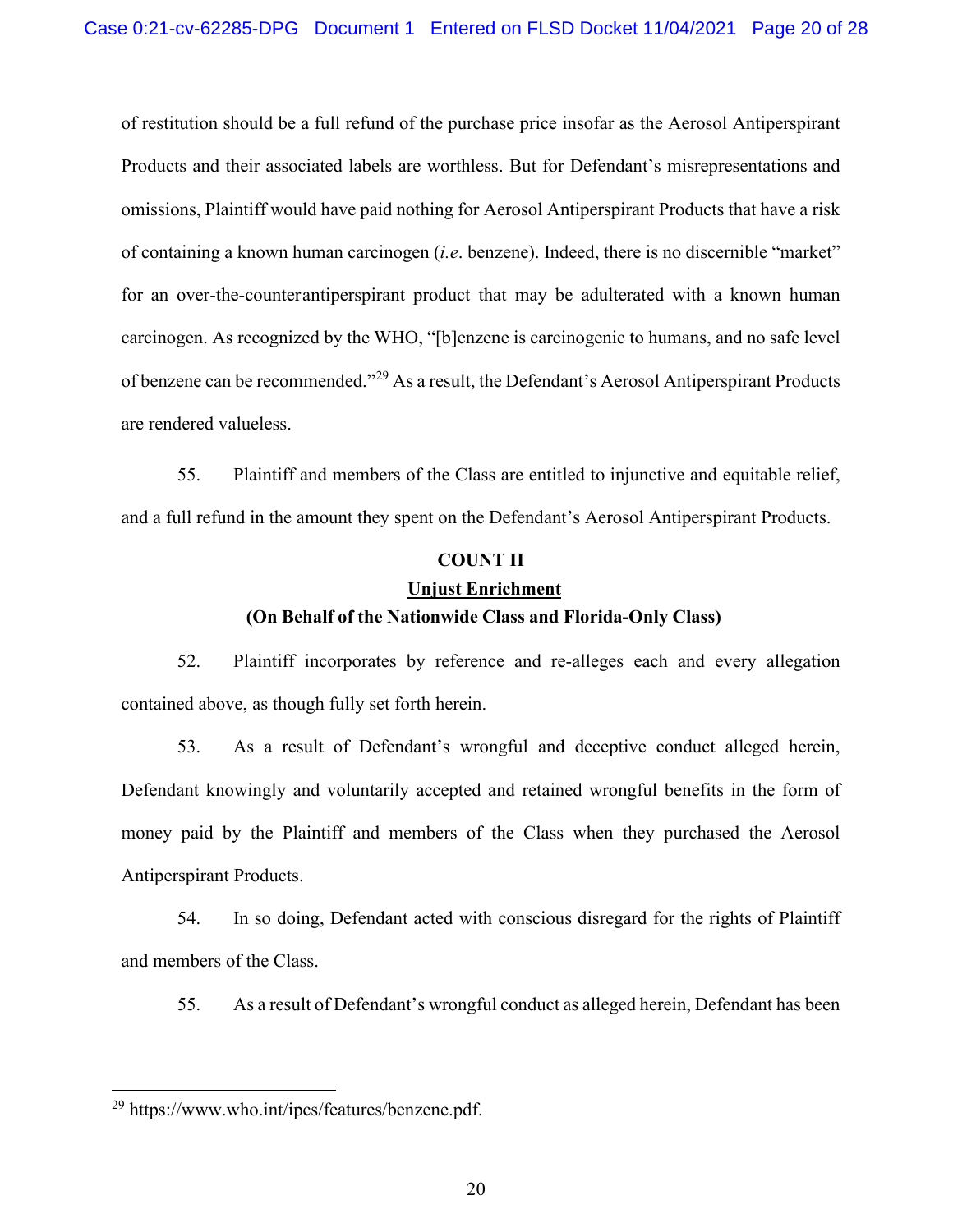of restitution should be a full refund of the purchase price insofar as the Aerosol Antiperspirant Products and their associated labels are worthless. But for Defendant's misrepresentations and omissions, Plaintiff would have paid nothing for Aerosol Antiperspirant Products that have a risk of containing a known human carcinogen (*i.e*. benzene). Indeed, there is no discernible "market" for an over-the-counter antiperspirant product that may be adulterated with a known human carcinogen. As recognized by the WHO, "[b]enzene is carcinogenic to humans, and no safe level of benzene can be recommended."[29] As a result, the Defendant's Aerosol Antiperspirant Products are rendered valueless.

55. Plaintiff and members of the Class are entitled to injunctive and equitable relief, and a full refund in the amount they spent on the Defendant's Aerosol Antiperspirant Products.

**COUNT II**

**Unjust Enrichment**

**(On Behalf of the Nationwide Class and Florida-Only Class)**

52. Plaintiff incorporates by reference and re-alleges each and every allegation contained above, as though fully set forth herein.

53. As a result of Defendant's wrongful and deceptive conduct alleged herein, Defendant knowingly and voluntarily accepted and retained wrongful benefits in the form of money paid by the Plaintiff and members of the Class when they purchased the Aerosol Antiperspirant Products.

54. In so doing, Defendant acted with conscious disregard for the rights of Plaintiff and members of the Class.

55. As a result of Defendant's wrongful conduct as alleged herein, Defendant has been

---

[29] https://www.who.int/ipcs/features/benzene.pdf.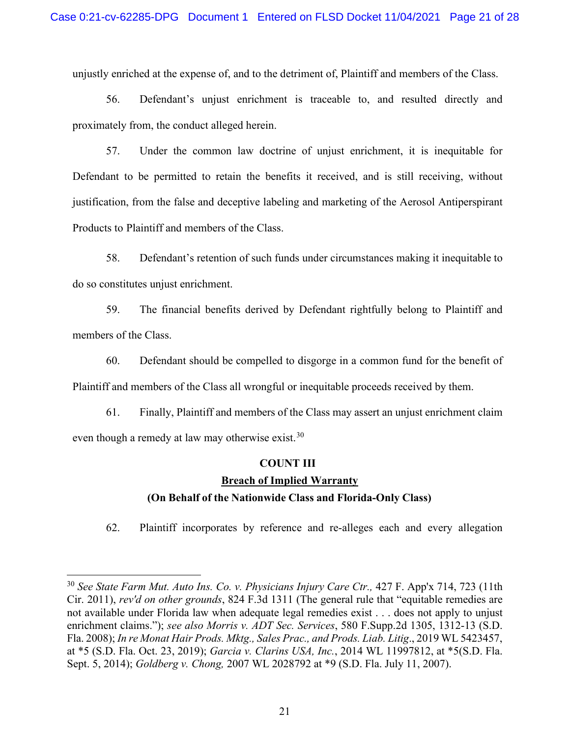unjustly enriched at the expense of, and to the detriment of, Plaintiff and members of the Class.

56. Defendant's unjust enrichment is traceable to, and resulted directly and proximately from, the conduct alleged herein.

57. Under the common law doctrine of unjust enrichment, it is inequitable for Defendant to be permitted to retain the benefits it received, and is still receiving, without justification, from the false and deceptive labeling and marketing of the Aerosol Antiperspirant Products to Plaintiff and members of the Class.

58. Defendant's retention of such funds under circumstances making it inequitable to do so constitutes unjust enrichment.

59. The financial benefits derived by Defendant rightfully belong to Plaintiff and members of the Class.

60. Defendant should be compelled to disgorge in a common fund for the benefit of Plaintiff and members of the Class all wrongful or inequitable proceeds received by them.

61. Finally, Plaintiff and members of the Class may assert an unjust enrichment claim even though a remedy at law may otherwise exist.[30]

**COUNT III**

**Breach of Implied Warranty**

**(On Behalf of the Nationwide Class and Florida-Only Class)**

62. Plaintiff incorporates by reference and re-alleges each and every allegation

---

[30] *See State Farm Mut. Auto Ins. Co. v. Physicians Injury Care Ctr.,* 427 F. App'x 714, 723 (11th Cir. 2011), *rev'd on other grounds*, 824 F.3d 1311 (The general rule that "equitable remedies are not available under Florida law when adequate legal remedies exist . . . does not apply to unjust enrichment claims."); *see also Morris v. ADT Sec. Services*, 580 F.Supp.2d 1305, 1312-13 (S.D. Fla. 2008); *In re Monat Hair Prods. Mktg., Sales Prac., and Prods. Liab. Litig*., 2019 WL 5423457, at *5 (S.D. Fla. Oct. 23, 2019); *Garcia v. Clarins USA, Inc.*, 2014 WL 11997812, at *5(S.D. Fla. Sept. 5, 2014); *Goldberg v. Chong,* 2007 WL 2028792 at *9 (S.D. Fla. July 11, 2007).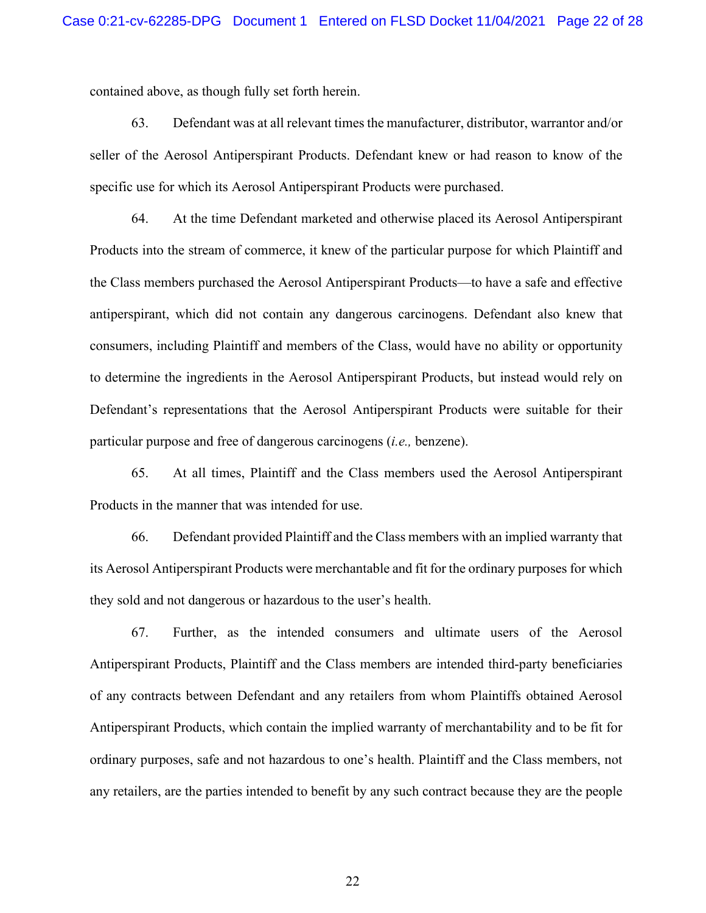contained above, as though fully set forth herein.

63. Defendant was at all relevant times the manufacturer, distributor, warrantor and/or seller of the Aerosol Antiperspirant Products. Defendant knew or had reason to know of the specific use for which its Aerosol Antiperspirant Products were purchased.

64. At the time Defendant marketed and otherwise placed its Aerosol Antiperspirant Products into the stream of commerce, it knew of the particular purpose for which Plaintiff and the Class members purchased the Aerosol Antiperspirant Products—to have a safe and effective antiperspirant, which did not contain any dangerous carcinogens. Defendant also knew that consumers, including Plaintiff and members of the Class, would have no ability or opportunity to determine the ingredients in the Aerosol Antiperspirant Products, but instead would rely on Defendant's representations that the Aerosol Antiperspirant Products were suitable for their particular purpose and free of dangerous carcinogens (*i.e.,* benzene).

65. At all times, Plaintiff and the Class members used the Aerosol Antiperspirant Products in the manner that was intended for use.

66. Defendant provided Plaintiff and the Class members with an implied warranty that its Aerosol Antiperspirant Products were merchantable and fit for the ordinary purposes for which they sold and not dangerous or hazardous to the user's health.

67. Further, as the intended consumers and ultimate users of the Aerosol Antiperspirant Products, Plaintiff and the Class members are intended third-party beneficiaries of any contracts between Defendant and any retailers from whom Plaintiffs obtained Aerosol Antiperspirant Products, which contain the implied warranty of merchantability and to be fit for ordinary purposes, safe and not hazardous to one's health. Plaintiff and the Class members, not any retailers, are the parties intended to benefit by any such contract because they are the people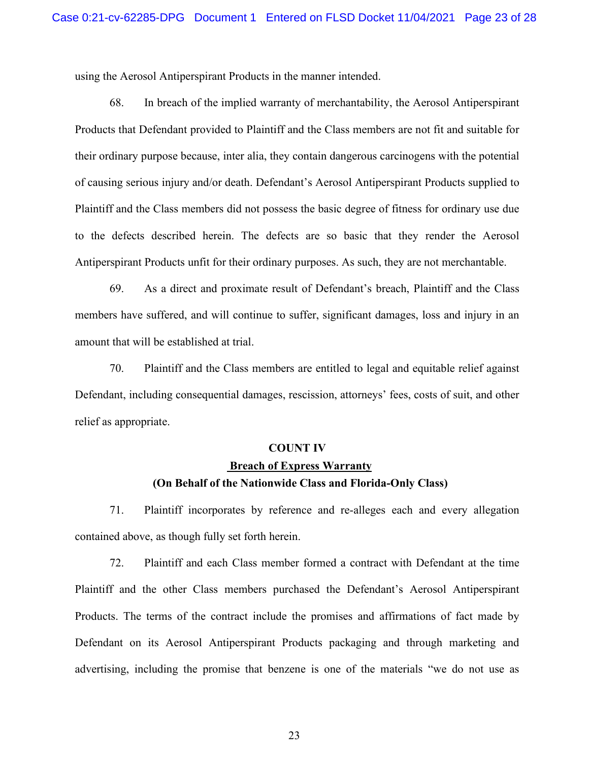using the Aerosol Antiperspirant Products in the manner intended.

68. In breach of the implied warranty of merchantability, the Aerosol Antiperspirant Products that Defendant provided to Plaintiff and the Class members are not fit and suitable for their ordinary purpose because, inter alia, they contain dangerous carcinogens with the potential of causing serious injury and/or death. Defendant's Aerosol Antiperspirant Products supplied to Plaintiff and the Class members did not possess the basic degree of fitness for ordinary use due to the defects described herein. The defects are so basic that they render the Aerosol Antiperspirant Products unfit for their ordinary purposes. As such, they are not merchantable.

69. As a direct and proximate result of Defendant's breach, Plaintiff and the Class members have suffered, and will continue to suffer, significant damages, loss and injury in an amount that will be established at trial.

70. Plaintiff and the Class members are entitled to legal and equitable relief against Defendant, including consequential damages, rescission, attorneys' fees, costs of suit, and other relief as appropriate.

**COUNT IV**

**Breach of Express Warranty**

**(On Behalf of the Nationwide Class and Florida-Only Class)**

71. Plaintiff incorporates by reference and re-alleges each and every allegation contained above, as though fully set forth herein.

72. Plaintiff and each Class member formed a contract with Defendant at the time Plaintiff and the other Class members purchased the Defendant's Aerosol Antiperspirant Products. The terms of the contract include the promises and affirmations of fact made by Defendant on its Aerosol Antiperspirant Products packaging and through marketing and advertising, including the promise that benzene is one of the materials "we do not use as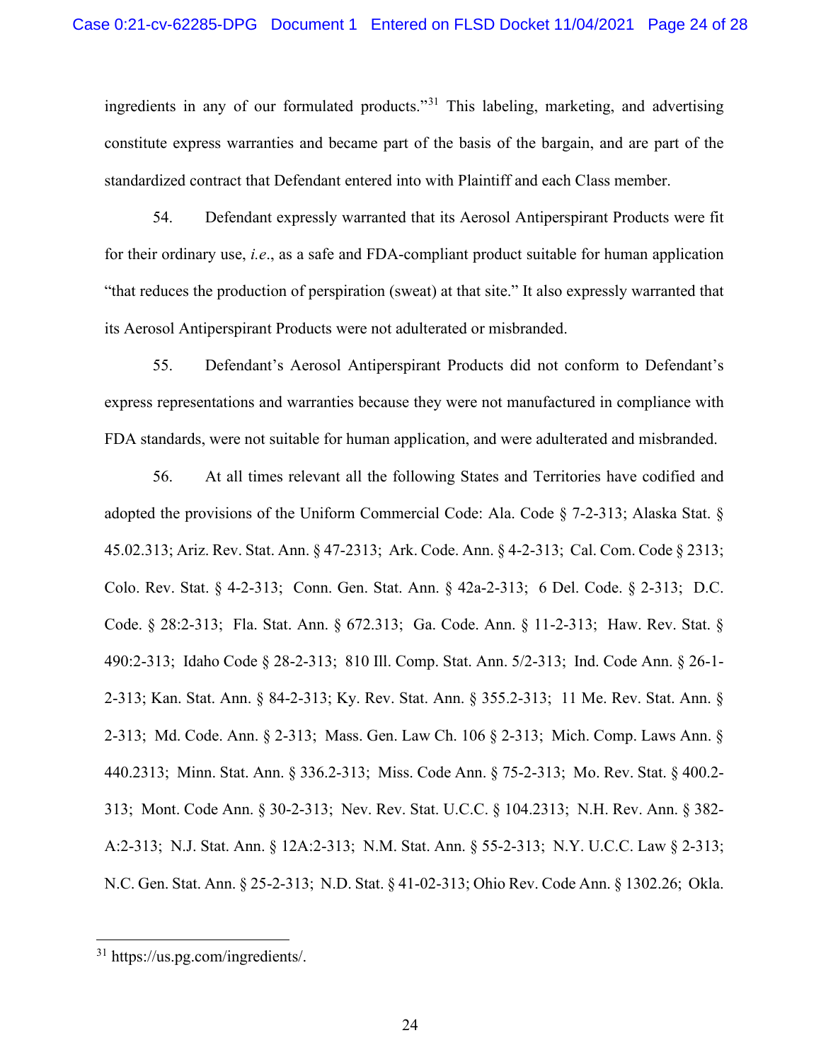ingredients in any of our formulated products."[31] This labeling, marketing, and advertising constitute express warranties and became part of the basis of the bargain, and are part of the standardized contract that Defendant entered into with Plaintiff and each Class member.

54. Defendant expressly warranted that its Aerosol Antiperspirant Products were fit for their ordinary use, *i.e.*, as a safe and FDA-compliant product suitable for human application "that reduces the production of perspiration (sweat) at that site." It also expressly warranted that its Aerosol Antiperspirant Products were not adulterated or misbranded.

55. Defendant's Aerosol Antiperspirant Products did not conform to Defendant's express representations and warranties because they were not manufactured in compliance with FDA standards, were not suitable for human application, and were adulterated and misbranded.

56. At all times relevant all the following States and Territories have codified and adopted the provisions of the Uniform Commercial Code: Ala. Code § 7-2-313; Alaska Stat. § 45.02.313; Ariz. Rev. Stat. Ann. § 47-2313; Ark. Code. Ann. § 4-2-313; Cal. Com. Code § 2313; Colo. Rev. Stat. § 4-2-313; Conn. Gen. Stat. Ann. § 42a-2-313; 6 Del. Code. § 2-313; D.C. Code. § 28:2-313; Fla. Stat. Ann. § 672.313; Ga. Code. Ann. § 11-2-313; Haw. Rev. Stat. § 490:2-313; Idaho Code § 28-2-313; 810 Ill. Comp. Stat. Ann. 5/2-313; Ind. Code Ann. § 26-1-2-313; Kan. Stat. Ann. § 84-2-313; Ky. Rev. Stat. Ann. § 355.2-313; 11 Me. Rev. Stat. Ann. § 2-313; Md. Code. Ann. § 2-313; Mass. Gen. Law Ch. 106 § 2-313; Mich. Comp. Laws Ann. § 440.2313; Minn. Stat. Ann. § 336.2-313; Miss. Code Ann. § 75-2-313; Mo. Rev. Stat. § 400.2-313; Mont. Code Ann. § 30-2-313; Nev. Rev. Stat. U.C.C. § 104.2313; N.H. Rev. Ann. § 382-A:2-313; N.J. Stat. Ann. § 12A:2-313; N.M. Stat. Ann. § 55-2-313; N.Y. U.C.C. Law § 2-313; N.C. Gen. Stat. Ann. § 25-2-313; N.D. Stat. § 41-02-313; Ohio Rev. Code Ann. § 1302.26; Okla.

[31] https://us.pg.com/ingredients/.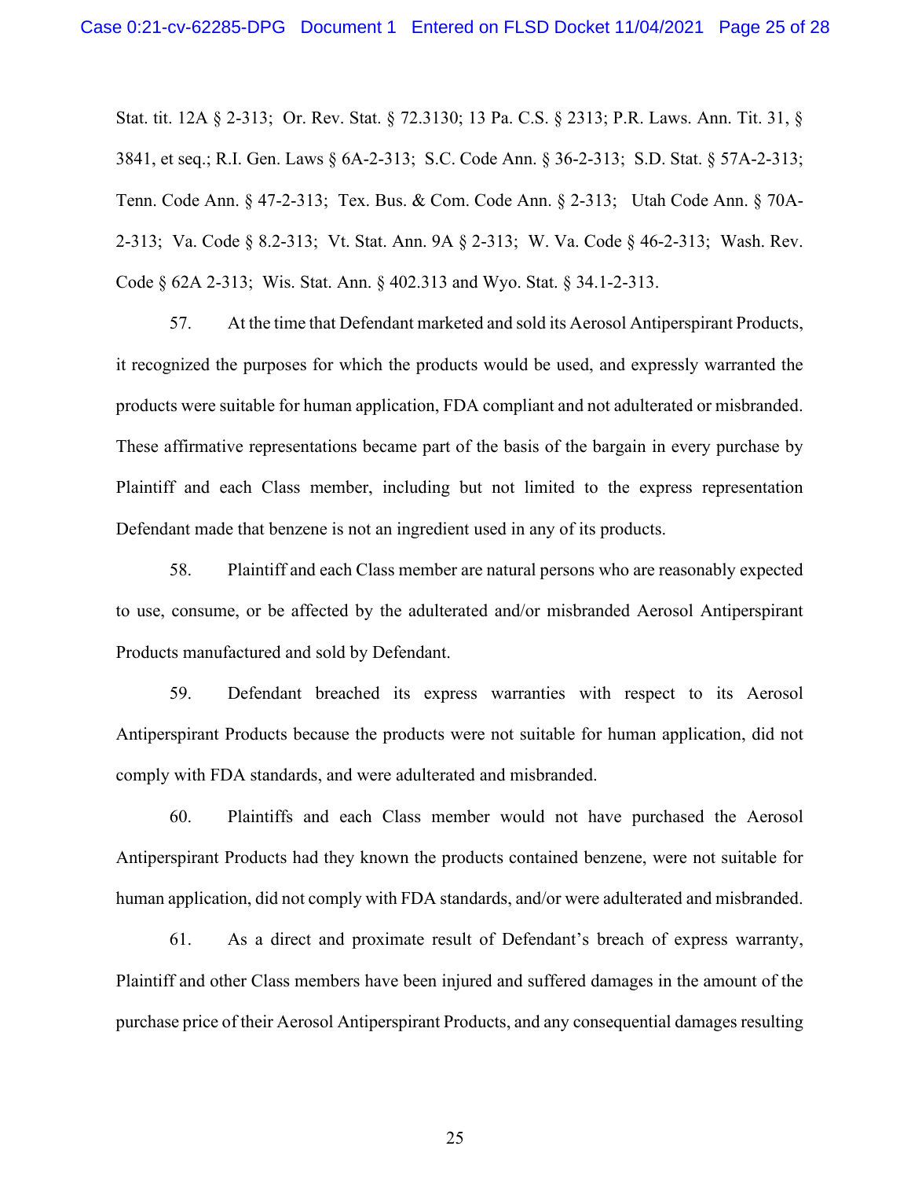Stat. tit. 12A § 2-313; Or. Rev. Stat. § 72.3130; 13 Pa. C.S. § 2313; P.R. Laws. Ann. Tit. 31, § 3841, et seq.; R.I. Gen. Laws § 6A-2-313; S.C. Code Ann. § 36-2-313; S.D. Stat. § 57A-2-313; Tenn. Code Ann. § 47-2-313; Tex. Bus. & Com. Code Ann. § 2-313; Utah Code Ann. § 70A-2-313; Va. Code § 8.2-313; Vt. Stat. Ann. 9A § 2-313; W. Va. Code § 46-2-313; Wash. Rev. Code § 62A 2-313; Wis. Stat. Ann. § 402.313 and Wyo. Stat. § 34.1-2-313.

57. At the time that Defendant marketed and sold its Aerosol Antiperspirant Products, it recognized the purposes for which the products would be used, and expressly warranted the products were suitable for human application, FDA compliant and not adulterated or misbranded. These affirmative representations became part of the basis of the bargain in every purchase by Plaintiff and each Class member, including but not limited to the express representation Defendant made that benzene is not an ingredient used in any of its products.

58. Plaintiff and each Class member are natural persons who are reasonably expected to use, consume, or be affected by the adulterated and/or misbranded Aerosol Antiperspirant Products manufactured and sold by Defendant.

59. Defendant breached its express warranties with respect to its Aerosol Antiperspirant Products because the products were not suitable for human application, did not comply with FDA standards, and were adulterated and misbranded.

60. Plaintiffs and each Class member would not have purchased the Aerosol Antiperspirant Products had they known the products contained benzene, were not suitable for human application, did not comply with FDA standards, and/or were adulterated and misbranded.

61. As a direct and proximate result of Defendant's breach of express warranty, Plaintiff and other Class members have been injured and suffered damages in the amount of the purchase price of their Aerosol Antiperspirant Products, and any consequential damages resulting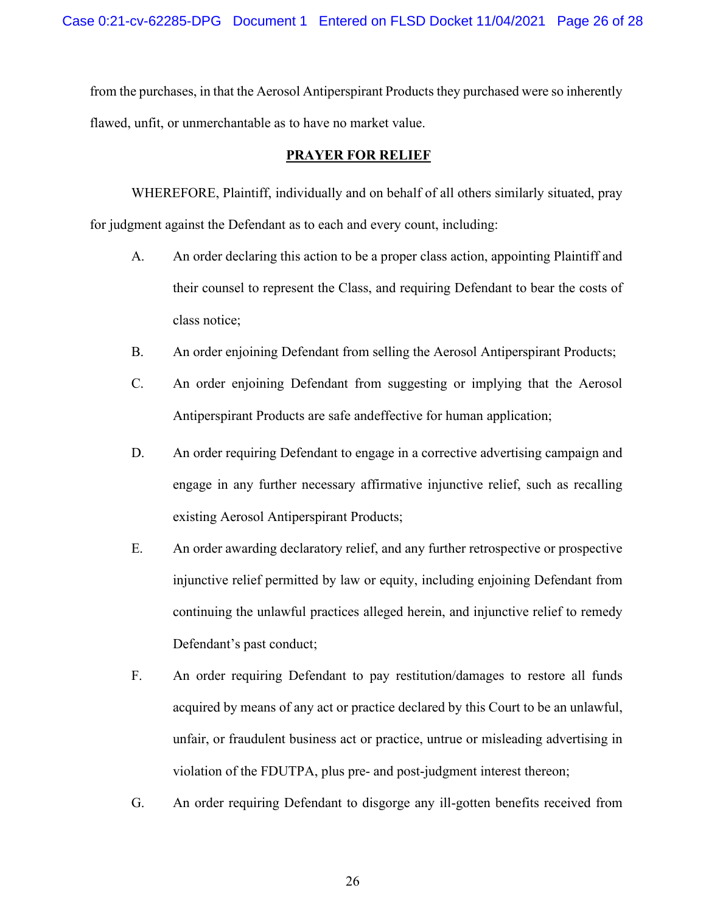from the purchases, in that the Aerosol Antiperspirant Products they purchased were so inherently flawed, unfit, or unmerchantable as to have no market value.

## PRAYER FOR RELIEF

WHEREFORE, Plaintiff, individually and on behalf of all others similarly situated, pray for judgment against the Defendant as to each and every count, including:

A. An order declaring this action to be a proper class action, appointing Plaintiff and their counsel to represent the Class, and requiring Defendant to bear the costs of class notice;

B. An order enjoining Defendant from selling the Aerosol Antiperspirant Products;

C. An order enjoining Defendant from suggesting or implying that the Aerosol Antiperspirant Products are safe andeffective for human application;

D. An order requiring Defendant to engage in a corrective advertising campaign and engage in any further necessary affirmative injunctive relief, such as recalling existing Aerosol Antiperspirant Products;

E. An order awarding declaratory relief, and any further retrospective or prospective injunctive relief permitted by law or equity, including enjoining Defendant from continuing the unlawful practices alleged herein, and injunctive relief to remedy Defendant's past conduct;

F. An order requiring Defendant to pay restitution/damages to restore all funds acquired by means of any act or practice declared by this Court to be an unlawful, unfair, or fraudulent business act or practice, untrue or misleading advertising in violation of the FDUTPA, plus pre- and post-judgment interest thereon;

G. An order requiring Defendant to disgorge any ill-gotten benefits received from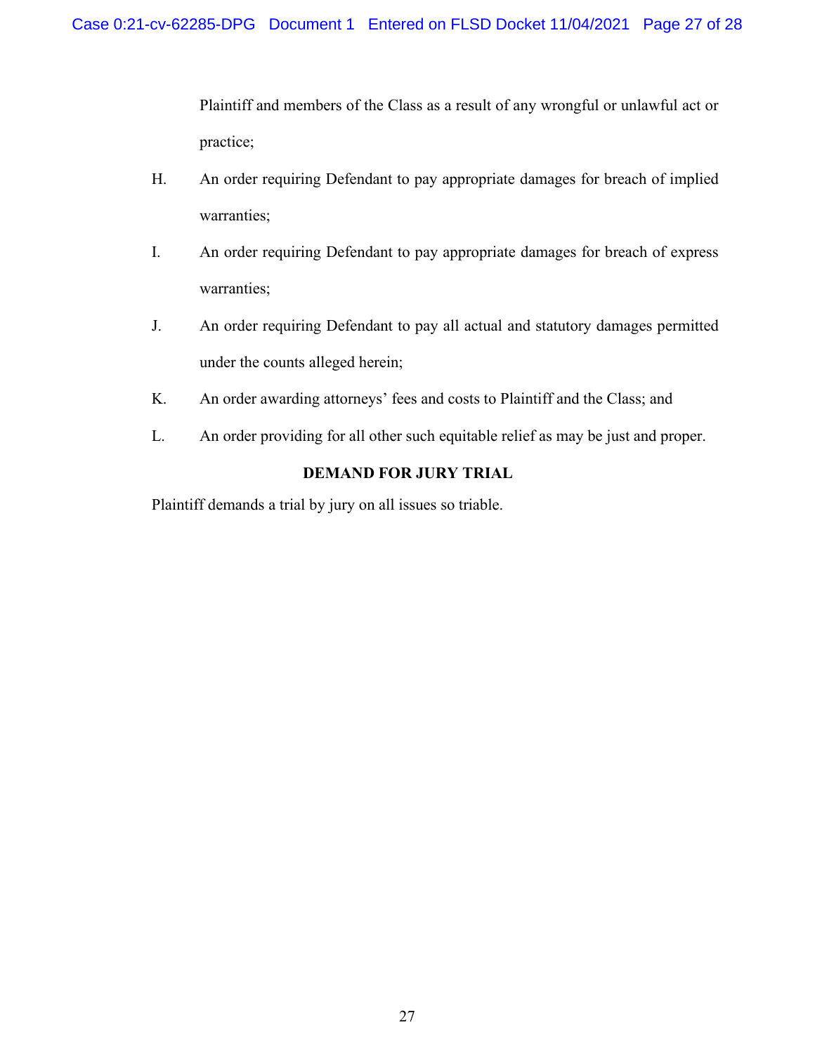Plaintiff and members of the Class as a result of any wrongful or unlawful act or practice;

H. An order requiring Defendant to pay appropriate damages for breach of implied warranties;

I. An order requiring Defendant to pay appropriate damages for breach of express warranties;

J. An order requiring Defendant to pay all actual and statutory damages permitted under the counts alleged herein;

K. An order awarding attorneys' fees and costs to Plaintiff and the Class; and

L. An order providing for all other such equitable relief as may be just and proper.

**DEMAND FOR JURY TRIAL**

Plaintiff demands a trial by jury on all issues so triable.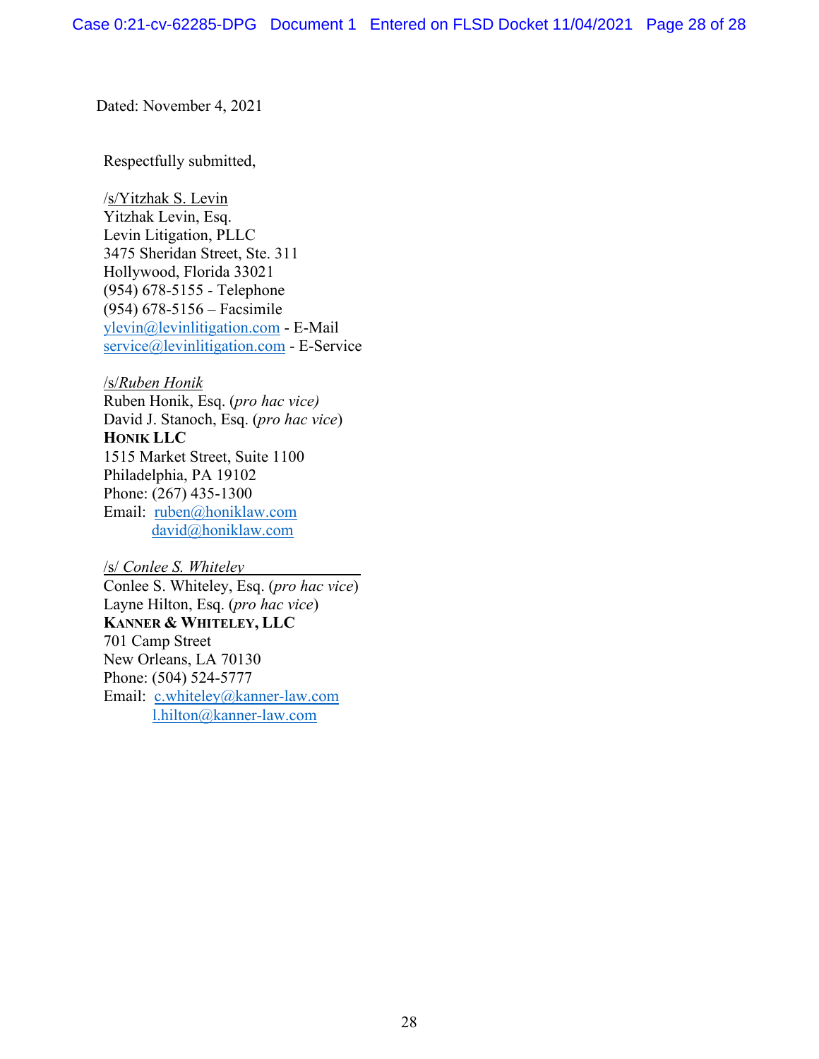Dated: November 4, 2021

Respectfully submitted,

/s/Yitzhak S. Levin
Yitzhak Levin, Esq.
Levin Litigation, PLLC
3475 Sheridan Street, Ste. 311
Hollywood, Florida 33021
(954) 678-5155 - Telephone
(954) 678-5156 – Facsimile
ylevin@levinlitigation.com - E-Mail
service@levinlitigation.com - E-Service

/s/*Ruben Honik*
Ruben Honik, Esq. (*pro hac vice)*
David J. Stanoch, Esq. (*pro hac vice*)
**HONIK LLC**
1515 Market Street, Suite 1100
Philadelphia, PA 19102
Phone: (267) 435-1300
Email: ruben@honiklaw.com
david@honiklaw.com

/s/ *Conlee S. Whiteley*
Conlee S. Whiteley, Esq. (*pro hac vice*)
Layne Hilton, Esq. (*pro hac vice*)
**KANNER & WHITELEY, LLC**
701 Camp Street
New Orleans, LA 70130
Phone: (504) 524-5777
Email: c.whiteley@kanner-law.com
l.hilton@kanner-law.com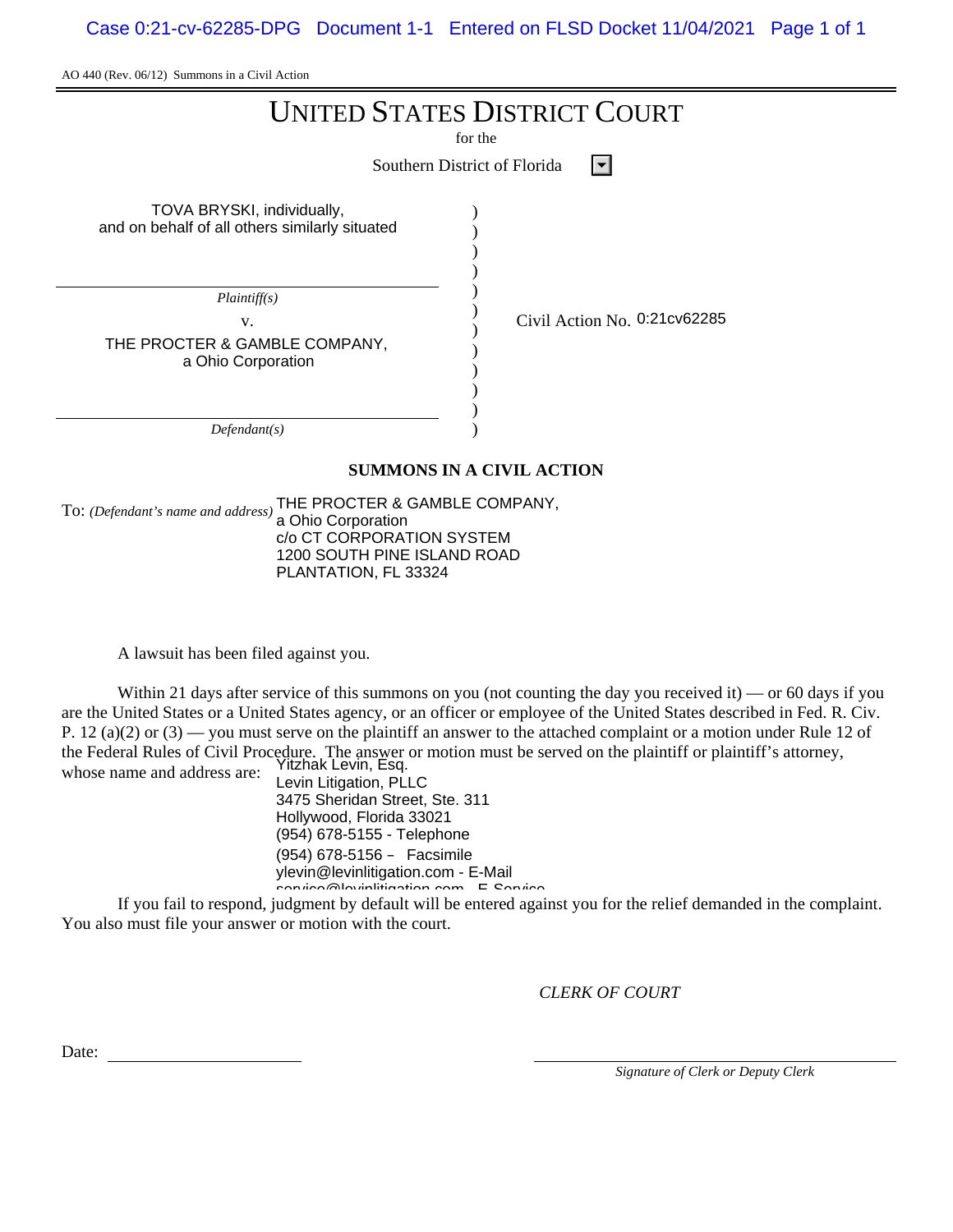AO 440 (Rev. 06/12) Summons in a Civil Action

# UNITED STATES DISTRICT COURT

for the

Southern District of Florida

| | | |
|---|---|---|
| TOVA BRYSKI, individually, and on behalf of all others similarly situated | ) | |
| *Plaintiff(s)* | ) | |
| v. | ) | Civil Action No. 0:21cv62285 |
| THE PROCTER & GAMBLE COMPANY, a Ohio Corporation | ) | |
| *Defendant(s)* | ) | |

## SUMMONS IN A CIVIL ACTION

To: *(Defendant's name and address)* THE PROCTER & GAMBLE COMPANY,
a Ohio Corporation
c/o CT CORPORATION SYSTEM
1200 SOUTH PINE ISLAND ROAD
PLANTATION, FL 33324

A lawsuit has been filed against you.

Within 21 days after service of this summons on you (not counting the day you received it) — or 60 days if you are the United States or a United States agency, or an officer or employee of the United States described in Fed. R. Civ. P. 12 (a)(2) or (3) — you must serve on the plaintiff an answer to the attached complaint or a motion under Rule 12 of the Federal Rules of Civil Procedure. The answer or motion must be served on the plaintiff or plaintiff's attorney, whose name and address are:

Yitzhak Levin, Esq.
Levin Litigation, PLLC
3475 Sheridan Street, Ste. 311
Hollywood, Florida 33021
(954) 678-5155 - Telephone
(954) 678-5156 – Facsimile
ylevin@levinlitigation.com - E-Mail
service@levinlitigation.com - E-Service

If you fail to respond, judgment by default will be entered against you for the relief demanded in the complaint. You also must file your answer or motion with the court.

*CLERK OF COURT*

Date: ______________________

______________________
*Signature of Clerk or Deputy Clerk*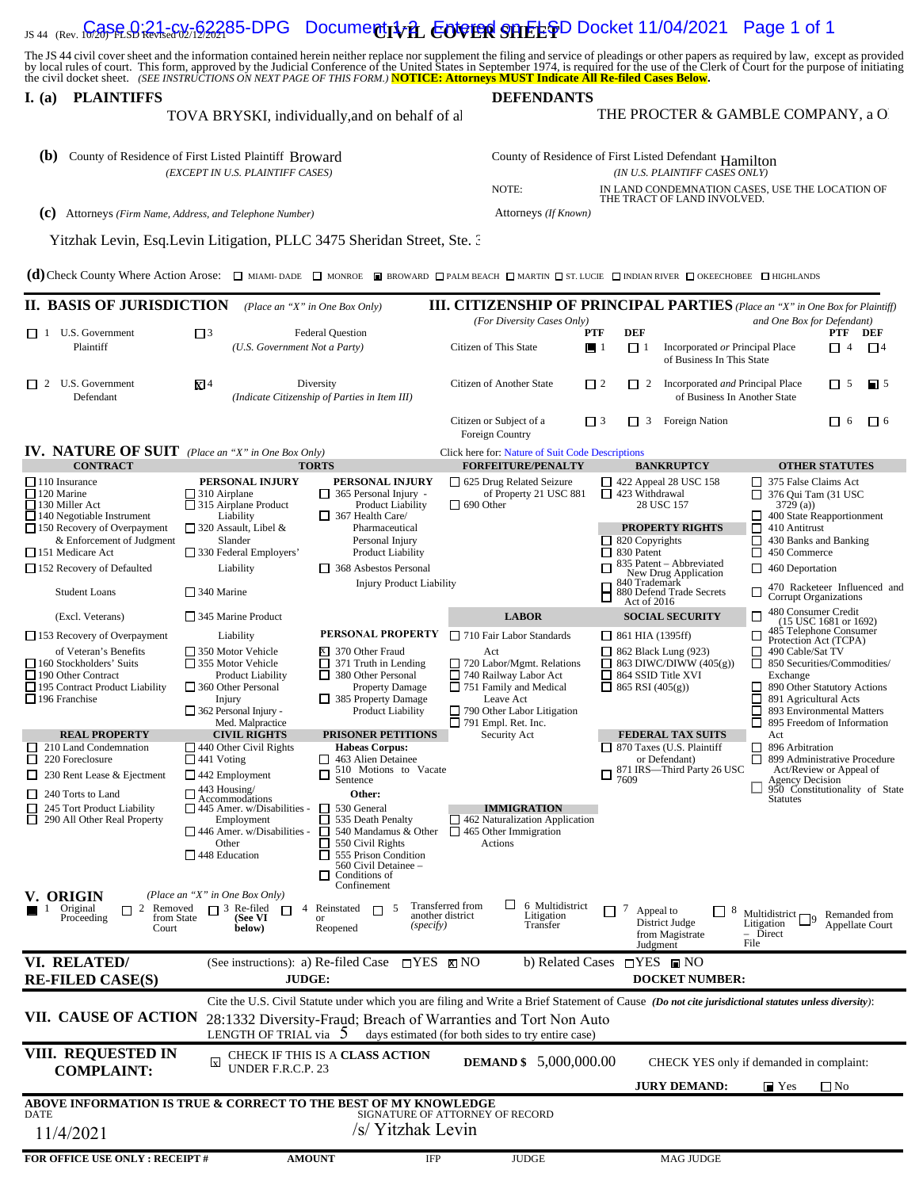JS 44 (Rev. 10/20) FLSD Revised 02/12/2021

# CIVIL COVER SHEET

The JS 44 civil cover sheet and the information contained herein neither replace nor supplement the filing and service of pleadings or other papers as required by law, except as provided by local rules of court. This form, approved by the Judicial Conference of the United States in September 1974, is required for the use of the Clerk of Court for the purpose of initiating the civil docket sheet. *(SEE INSTRUCTIONS ON NEXT PAGE OF THIS FORM.)* **NOTICE: Attorneys MUST Indicate All Re-filed Cases Below.**

**I. (a) PLAINTIFFS** TOVA BRYSKI, individually,and on behalf of al

**DEFENDANTS** THE PROCTER & GAMBLE COMPANY, a O

**(b)** County of Residence of First Listed Plaintiff Broward
*(EXCEPT IN U.S. PLAINTIFF CASES)*

County of Residence of First Listed Defendant Hamilton
*(IN U.S. PLAINTIFF CASES ONLY)*

NOTE: IN LAND CONDEMNATION CASES, USE THE LOCATION OF THE TRACT OF LAND INVOLVED.

**(c)** Attorneys *(Firm Name, Address, and Telephone Number)*
Yitzhak Levin, Esq.Levin Litigation, PLLC 3475 Sheridan Street, Ste. 3

Attorneys *(If Known)*

**(d)** Check County Where Action Arose: ☐ MIAMI- DADE ☐ MONROE ■ BROWARD ☐ PALM BEACH ☐ MARTIN ☐ ST. LUCIE ☐ INDIAN RIVER ☐ OKEECHOBEE ☐ HIGHLANDS

## II. BASIS OF JURISDICTION *(Place an "X" in One Box Only)*

- ☐ 1 U.S. Government Plaintiff
- ☐ 3 Federal Question *(U.S. Government Not a Party)*
- ☐ 2 U.S. Government Defendant
- ☒ 4 Diversity *(Indicate Citizenship of Parties in Item III)*

## III. CITIZENSHIP OF PRINCIPAL PARTIES *(Place an "X" in One Box for Plaintiff) (For Diversity Cases Only) and One Box for Defendant)*

| | PTF | DEF | | PTF | DEF |
|---|---|---|---|---|---|
| Citizen of This State | ■ 1 | ☐ 1 | Incorporated *or* Principal Place of Business In This State | ☐ 4 | ☐ 4 |
| Citizen of Another State | ☐ 2 | ☐ 2 | Incorporated *and* Principal Place of Business In Another State | ☐ 5 | ■ 5 |
| Citizen or Subject of a Foreign Country | ☐ 3 | ☐ 3 | Foreign Nation | ☐ 6 | ☐ 6 |

## IV. NATURE OF SUIT *(Place an "X" in One Box Only)*

Click here for: Nature of Suit Code Descriptions

**CONTRACT:** ☐ 110 Insurance; ☐ 120 Marine; ☐ 130 Miller Act; ☐ 140 Negotiable Instrument; ☐ 150 Recovery of Overpayment & Enforcement of Judgment; ☐ 151 Medicare Act; ☐ 152 Recovery of Defaulted Student Loans (Excl. Veterans); ☐ 153 Recovery of Overpayment of Veteran's Benefits; ☐ 160 Stockholders' Suits; ☐ 190 Other Contract; ☐ 195 Contract Product Liability; ☐ 196 Franchise

**REAL PROPERTY:** ☐ 210 Land Condemnation; ☐ 220 Foreclosure; ☐ 230 Rent Lease & Ejectment; ☐ 240 Torts to Land; ☐ 245 Tort Product Liability; ☐ 290 All Other Real Property

**TORTS – PERSONAL INJURY:** ☐ 310 Airplane; ☐ 315 Airplane Product Liability; ☐ 320 Assault, Libel & Slander; ☐ 330 Federal Employers' Liability; ☐ 340 Marine; ☐ 345 Marine Product Liability; ☐ 350 Motor Vehicle; ☐ 355 Motor Vehicle Product Liability; ☐ 360 Other Personal Injury; ☐ 362 Personal Injury - Med. Malpractice

**PERSONAL INJURY:** ☐ 365 Personal Injury - Product Liability; ☐ 367 Health Care/ Pharmaceutical Personal Injury Product Liability; ☐ 368 Asbestos Personal Injury Product Liability

**PERSONAL PROPERTY:** ☒ 370 Other Fraud; ☐ 371 Truth in Lending; ☐ 380 Other Personal Property Damage; ☐ 385 Property Damage Product Liability

**CIVIL RIGHTS:** ☐ 440 Other Civil Rights; ☐ 441 Voting; ☐ 442 Employment; ☐ 443 Housing/ Accommodations; ☐ 445 Amer. w/Disabilities - Employment; ☐ 446 Amer. w/Disabilities - Other; ☐ 448 Education

**PRISONER PETITIONS:** Habeas Corpus: ☐ 463 Alien Detainee; ☐ 510 Motions to Vacate Sentence; Other: ☐ 530 General; ☐ 535 Death Penalty; ☐ 540 Mandamus & Other; ☐ 550 Civil Rights; ☐ 555 Prison Condition; ☐ 560 Civil Detainee – Conditions of Confinement

**FORFEITURE/PENALTY:** ☐ 625 Drug Related Seizure of Property 21 USC 881; ☐ 690 Other

**LABOR:** ☐ 710 Fair Labor Standards Act; ☐ 720 Labor/Mgmt. Relations; ☐ 740 Railway Labor Act; ☐ 751 Family and Medical Leave Act; ☐ 790 Other Labor Litigation; ☐ 791 Empl. Ret. Inc. Security Act

**IMMIGRATION:** ☐ 462 Naturalization Application; ☐ 465 Other Immigration Actions

**BANKRUPTCY:** ☐ 422 Appeal 28 USC 158; ☐ 423 Withdrawal 28 USC 157

**PROPERTY RIGHTS:** ☐ 820 Copyrights; ☐ 830 Patent; ☐ 835 Patent – Abbreviated New Drug Application; ☐ 840 Trademark; ☐ 880 Defend Trade Secrets Act of 2016

**SOCIAL SECURITY:** ☐ 861 HIA (1395ff); ☐ 862 Black Lung (923); ☐ 863 DIWC/DIWW (405(g)); ☐ 864 SSID Title XVI; ☐ 865 RSI (405(g))

**FEDERAL TAX SUITS:** ☐ 870 Taxes (U.S. Plaintiff or Defendant); ☐ 871 IRS—Third Party 26 USC 7609

**OTHER STATUTES:** ☐ 375 False Claims Act; ☐ 376 Qui Tam (31 USC 3729 (a)); ☐ 400 State Reapportionment; ☐ 410 Antitrust; ☐ 430 Banks and Banking; ☐ 450 Commerce; ☐ 460 Deportation; ☐ 470 Racketeer Influenced and Corrupt Organizations; ☐ 480 Consumer Credit (15 USC 1681 or 1692); ☐ 485 Telephone Consumer Protection Act (TCPA); ☐ 490 Cable/Sat TV; ☐ 850 Securities/Commodities/ Exchange; ☐ 890 Other Statutory Actions; ☐ 891 Agricultural Acts; ☐ 893 Environmental Matters; ☐ 895 Freedom of Information Act; ☐ 896 Arbitration; ☐ 899 Administrative Procedure Act/Review or Appeal of Agency Decision; ☐ 950 Constitutionality of State Statutes

## V. ORIGIN *(Place an "X" in One Box Only)*

■ 1 Original Proceeding; ☐ 2 Removed from State Court; ☐ 3 Re-filed (See VI below); ☐ 4 Reinstated or Reopened; ☐ 5 Transferred from another district *(specify)*; ☐ 6 Multidistrict Litigation Transfer; ☐ 7 Appeal to District Judge from Magistrate Judgment; ☐ 8 Multidistrict Litigation – Direct File; ☐ 9 Remanded from Appellate Court

## VI. RELATED/ RE-FILED CASE(S)

(See instructions): a) Re-filed Case ☐YES ☒NO    b) Related Cases ☐YES ■NO

JUDGE:    DOCKET NUMBER:

## VII. CAUSE OF ACTION

Cite the U.S. Civil Statute under which you are filing and Write a Brief Statement of Cause *(Do not cite jurisdictional statutes unless diversity)*:
28:1332 Diversity-Fraud; Breach of Warranties and Tort Non Auto
LENGTH OF TRIAL via 5 days estimated (for both sides to try entire case)

## VIII. REQUESTED IN COMPLAINT:

☒ CHECK IF THIS IS A **CLASS ACTION** UNDER F.R.C.P. 23

**DEMAND $** 5,000,000.00

CHECK YES only if demanded in complaint:
**JURY DEMAND:** ■ Yes ☐ No

**ABOVE INFORMATION IS TRUE & CORRECT TO THE BEST OF MY KNOWLEDGE**

DATE 11/4/2021    SIGNATURE OF ATTORNEY OF RECORD /s/ Yitzhak Levin

**FOR OFFICE USE ONLY : RECEIPT #**    AMOUNT    IFP    JUDGE    MAG JUDGE